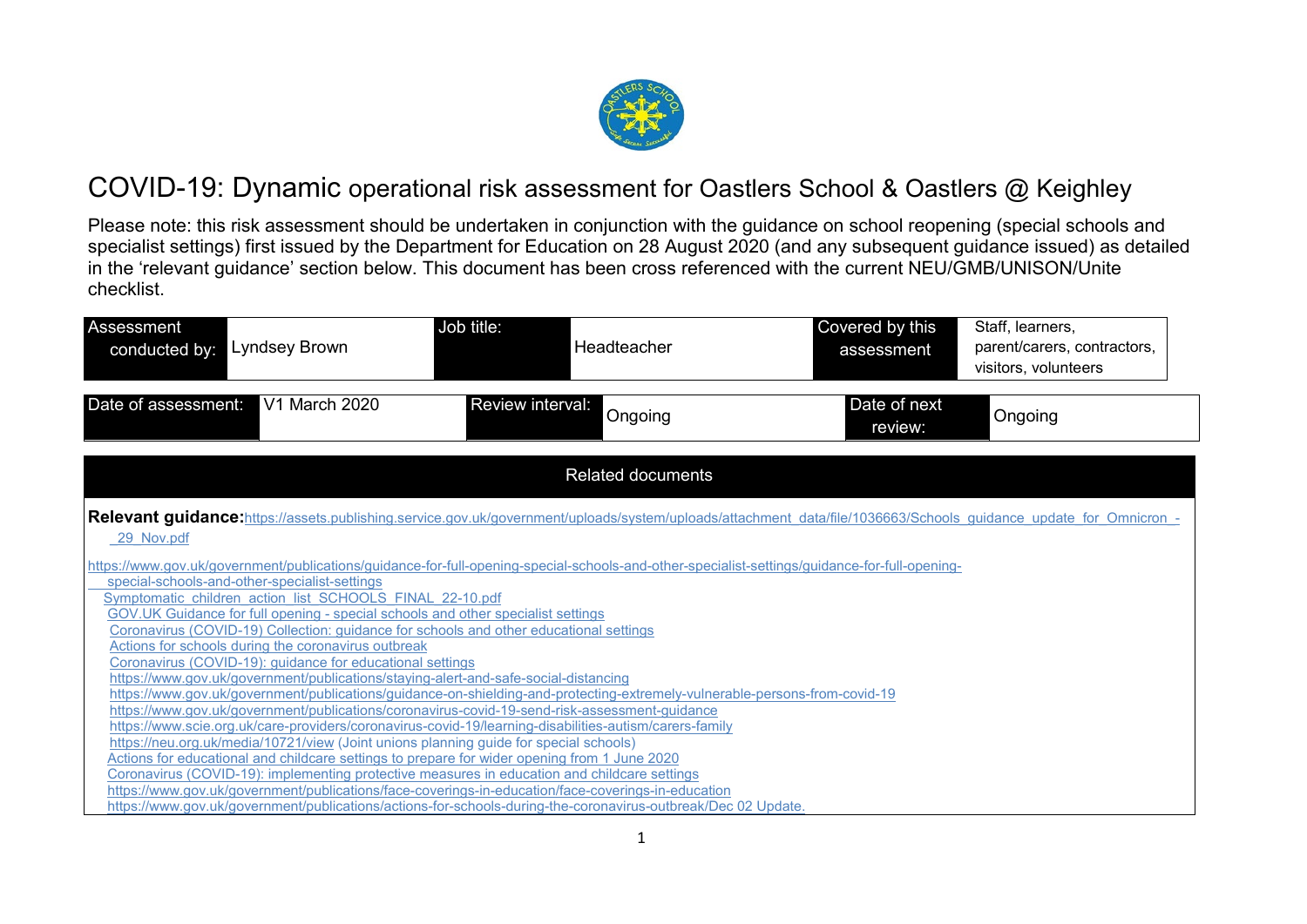# COVID-19: Dynamic operational risk assessment for Oastlers School & Oastlers @ Keighley

Please note: this risk assessment should be undertaken in conjunction with the guidance on school reopening (special schools and specialist settings) first issued by the Department for Education on 28 August 2020 (and any subsequent guidance issued) as detailed in the 'relevant guidance' section below. This document has been cross referenced with the current NEU/GMB/UNISON/Unite checklist.

| Assessment conducted by: | Lyndsey Brown | Job title: | Headteacher | Covered by this assessment | Staff, learners, parent/carers, contractors, visitors, volunteers |
|---|---|---|---|---|---|

| Date of assessment: | V1 March 2020 | Review interval: | Ongoing | Date of next review: | Ongoing |
|---|---|---|---|---|---|

## Related documents

**Relevant guidance:** https://assets.publishing.service.gov.uk/government/uploads/system/uploads/attachment_data/file/1036663/Schools_guidance_update_for_Omnicron_-_29_Nov.pdf

https://www.gov.uk/government/publications/guidance-for-full-opening-special-schools-and-other-specialist-settings/guidance-for-full-opening-special-schools-and-other-specialist-settings

Symptomatic_children_action_list_SCHOOLS_FINAL_22-10.pdf

GOV.UK Guidance for full opening - special schools and other specialist settings

Coronavirus (COVID-19) Collection: guidance for schools and other educational settings

Actions for schools during the coronavirus outbreak

Coronavirus (COVID-19): guidance for educational settings

https://www.gov.uk/government/publications/staying-alert-and-safe-social-distancing

https://www.gov.uk/government/publications/guidance-on-shielding-and-protecting-extremely-vulnerable-persons-from-covid-19

https://www.gov.uk/government/publications/coronavirus-covid-19-send-risk-assessment-guidance

https://www.scie.org.uk/care-providers/coronavirus-covid-19/learning-disabilities-autism/carers-family

https://neu.org.uk/media/10721/view (Joint unions planning guide for special schools)

Actions for educational and childcare settings to prepare for wider opening from 1 June 2020

Coronavirus (COVID-19): implementing protective measures in education and childcare settings

https://www.gov.uk/government/publications/face-coverings-in-education/face-coverings-in-education

https://www.gov.uk/government/publications/actions-for-schools-during-the-coronavirus-outbreak/Dec 02 Update.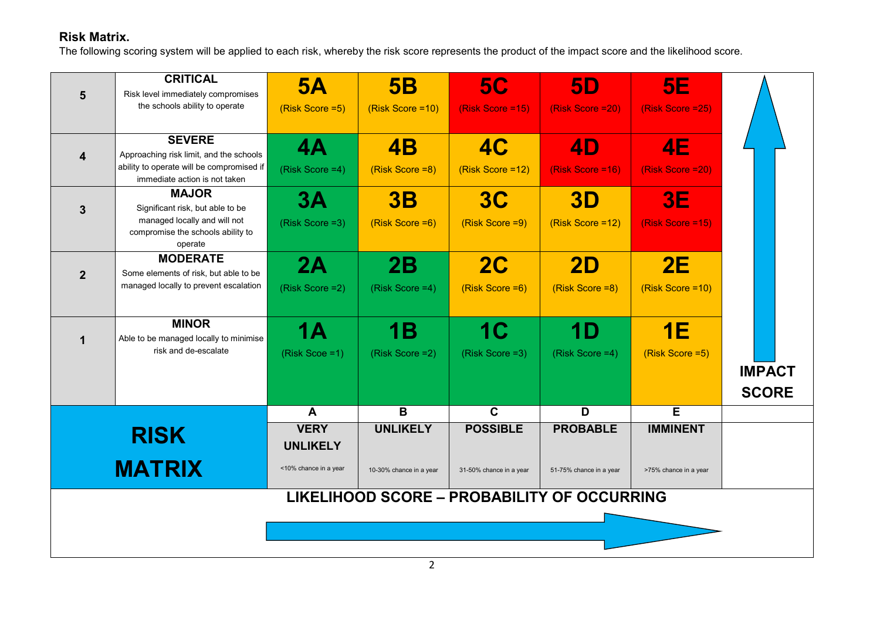**Risk Matrix.**

The following scoring system will be applied to each risk, whereby the risk score represents the product of the impact score and the likelihood score.

| IMPACT SCORE | | A | B | C | D | E |
|---|---|---|---|---|---|---|
| 5 | **CRITICAL** Risk level immediately compromises the schools ability to operate | **5A** (Risk Score =5) | **5B** (Risk Score =10) | **5C** (Risk Score =15) | **5D** (Risk Score =20) | **5E** (Risk Score =25) |
| 4 | **SEVERE** Approaching risk limit, and the schools ability to operate will be compromised if immediate action is not taken | **4A** (Risk Score =4) | **4B** (Risk Score =8) | **4C** (Risk Score =12) | **4D** (Risk Score =16) | **4E** (Risk Score =20) |
| 3 | **MAJOR** Significant risk, but able to be managed locally and will not compromise the schools ability to operate | **3A** (Risk Score =3) | **3B** (Risk Score =6) | **3C** (Risk Score =9) | **3D** (Risk Score =12) | **3E** (Risk Score =15) |
| 2 | **MODERATE** Some elements of risk, but able to be managed locally to prevent escalation | **2A** (Risk Score =2) | **2B** (Risk Score =4) | **2C** (Risk Score =6) | **2D** (Risk Score =8) | **2E** (Risk Score =10) |
| 1 | **MINOR** Able to be managed locally to minimise risk and de-escalate | **1A** (Risk Scoe =1) | **1B** (Risk Score =2) | **1C** (Risk Score =3) | **1D** (Risk Score =4) | **1E** (Risk Score =5) |
| **RISK MATRIX** | | **A** | **B** | **C** | **D** | **E** |
| | | **VERY UNLIKELY** <10% chance in a year | **UNLIKELY** 10-30% chance in a year | **POSSIBLE** 31-50% chance in a year | **PROBABLE** 51-75% chance in a year | **IMMINENT** >75% chance in a year |

**LIKELIHOOD SCORE – PROBABILITY OF OCCURRING**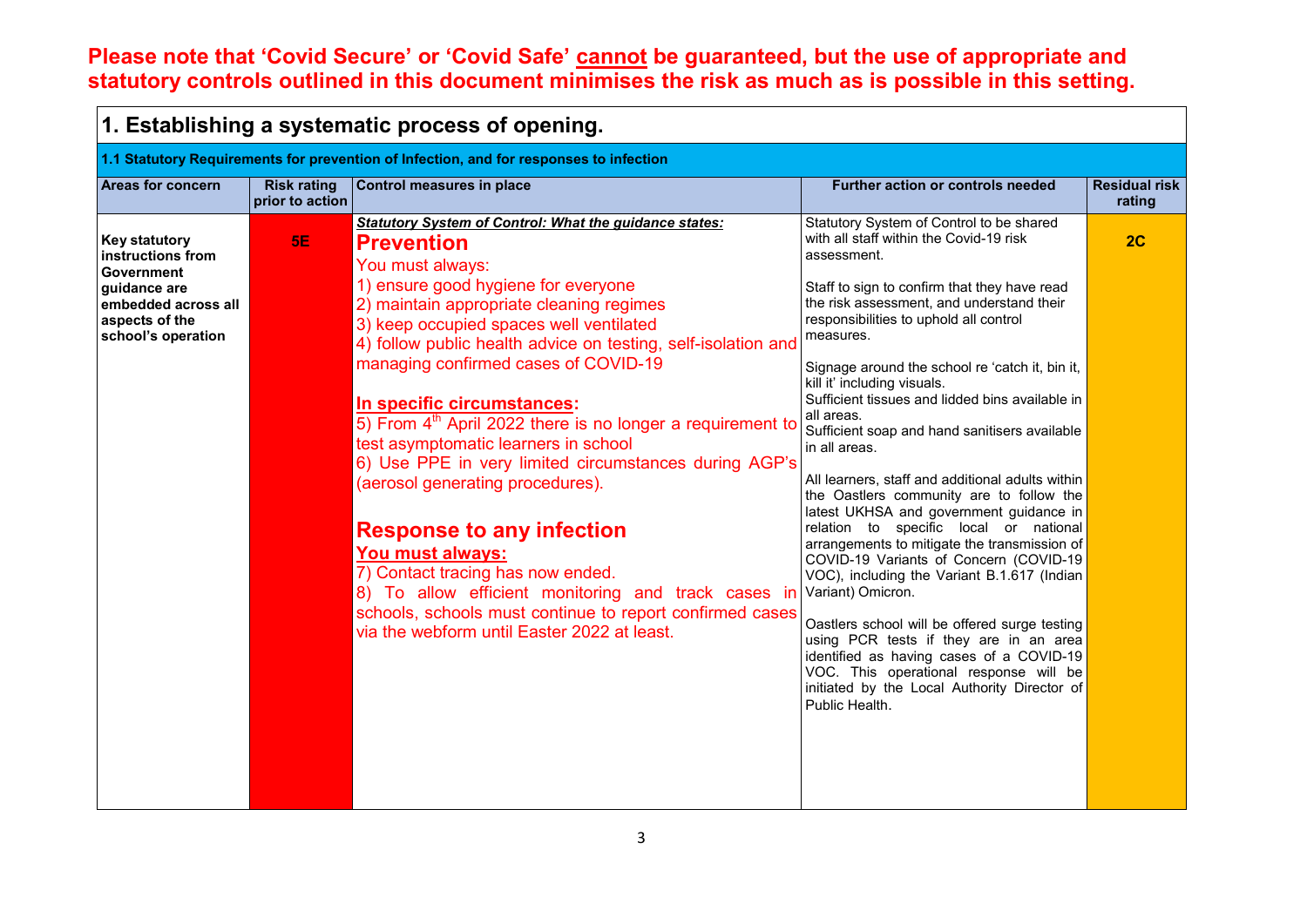**Please note that 'Covid Secure' or 'Covid Safe' cannot be guaranteed, but the use of appropriate and statutory controls outlined in this document minimises the risk as much as is possible in this setting.**

## 1. Establishing a systematic process of opening.

### 1.1 Statutory Requirements for prevention of Infection, and for responses to infection

| Areas for concern | Risk rating prior to action | Control measures in place | Further action or controls needed | Residual risk rating |
|---|---|---|---|---|
| **Key statutory instructions from Government guidance are embedded across all aspects of the school's operation** | **5E** | ***Statutory System of Control: What the guidance states:***<br>**Prevention**<br>You must always:<br>1) ensure good hygiene for everyone<br>2) maintain appropriate cleaning regimes<br>3) keep occupied spaces well ventilated<br>4) follow public health advice on testing, self-isolation and managing confirmed cases of COVID-19<br><br>**In specific circumstances:**<br>5) From 4th April 2022 there is no longer a requirement to test asymptomatic learners in school<br>6) Use PPE in very limited circumstances during AGP's (aerosol generating procedures).<br><br>**Response to any infection**<br>**You must always:**<br>7) Contact tracing has now ended.<br>8) To allow efficient monitoring and track cases in schools, schools must continue to report confirmed cases via the webform until Easter 2022 at least. | Statutory System of Control to be shared with all staff within the Covid-19 risk assessment.<br><br>Staff to sign to confirm that they have read the risk assessment, and understand their responsibilities to uphold all control measures.<br><br>Signage around the school re 'catch it, bin it, kill it' including visuals.<br>Sufficient tissues and lidded bins available in all areas.<br>Sufficient soap and hand sanitisers available in all areas.<br><br>All learners, staff and additional adults within the Oastlers community are to follow the latest UKHSA and government guidance in relation to specific local or national arrangements to mitigate the transmission of COVID-19 Variants of Concern (COVID-19 VOC), including the Variant B.1.617 (Indian Variant) Omicron.<br><br>Oastlers school will be offered surge testing using PCR tests if they are in an area identified as having cases of a COVID-19 VOC. This operational response will be initiated by the Local Authority Director of Public Health. | **2C** |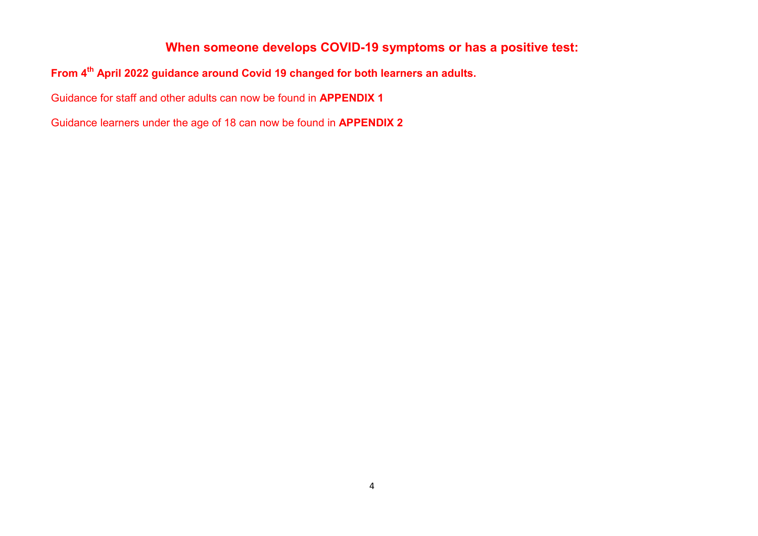## When someone develops COVID-19 symptoms or has a positive test:

**From 4th April 2022 guidance around Covid 19 changed for both learners an adults.**

Guidance for staff and other adults can now be found in **APPENDIX 1**

Guidance learners under the age of 18 can now be found in **APPENDIX 2**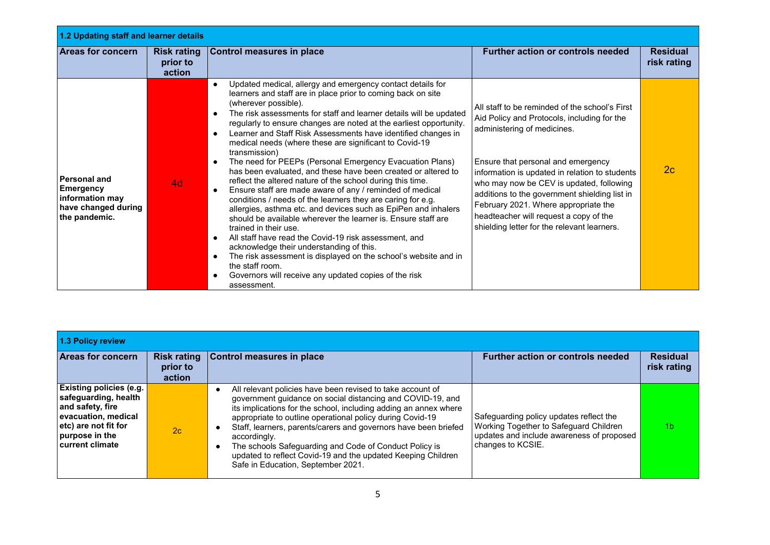### 1.2 Updating staff and learner details

| Areas for concern | Risk rating prior to action | Control measures in place | Further action or controls needed | Residual risk rating |
|---|---|---|---|---|
| **Personal and Emergency information may have changed during the pandemic.** | 4d | • Updated medical, allergy and emergency contact details for learners and staff are in place prior to coming back on site (wherever possible).<br>• The risk assessments for staff and learner details will be updated regularly to ensure changes are noted at the earliest opportunity.<br>• Learner and Staff Risk Assessments have identified changes in medical needs (where these are significant to Covid-19 transmission)<br>• The need for PEEPs (Personal Emergency Evacuation Plans) has been evaluated, and these have been created or altered to reflect the altered nature of the school during this time.<br>• Ensure staff are made aware of any / reminded of medical conditions / needs of the learners they are caring for e.g. allergies, asthma etc. and devices such as EpiPen and inhalers should be available wherever the learner is. Ensure staff are trained in their use.<br>• All staff have read the Covid-19 risk assessment, and acknowledge their understanding of this.<br>• The risk assessment is displayed on the school's website and in the staff room.<br>• Governors will receive any updated copies of the risk assessment. | All staff to be reminded of the school's First Aid Policy and Protocols, including for the administering of medicines.<br><br>Ensure that personal and emergency information is updated in relation to students who may now be CEV is updated, following additions to the government shielding list in February 2021. Where appropriate the headteacher will request a copy of the shielding letter for the relevant learners. | 2c |

### 1.3 Policy review

| Areas for concern | Risk rating prior to action | Control measures in place | Further action or controls needed | Residual risk rating |
|---|---|---|---|---|
| **Existing policies (e.g. safeguarding, health and safety, fire evacuation, medical etc) are not fit for purpose in the current climate** | 2c | • All relevant policies have been revised to take account of government guidance on social distancing and COVID-19, and its implications for the school, including adding an annex where appropriate to outline operational policy during Covid-19<br>• Staff, learners, parents/carers and governors have been briefed accordingly.<br>• The schools Safeguarding and Code of Conduct Policy is updated to reflect Covid-19 and the updated Keeping Children Safe in Education, September 2021. | Safeguarding policy updates reflect the Working Together to Safeguard Children updates and include awareness of proposed changes to KCSIE. | 1b |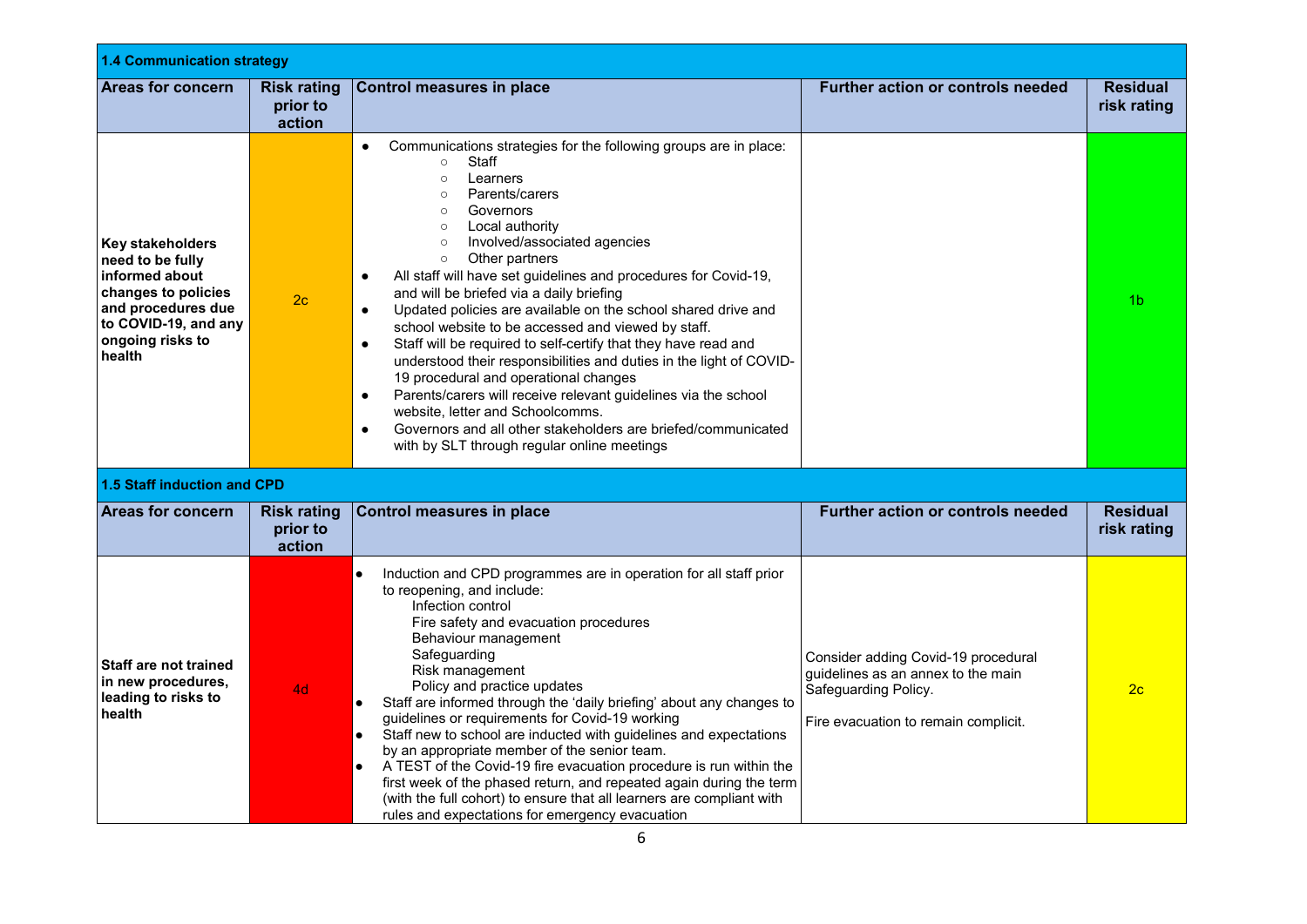| 1.4 Communication strategy | | | | |
|---|---|---|---|---|
| **Areas for concern** | **Risk rating prior to action** | **Control measures in place** | **Further action or controls needed** | **Residual risk rating** |
| **Key stakeholders need to be fully informed about changes to policies and procedures due to COVID-19, and any ongoing risks to health** | 2c | • Communications strategies for the following groups are in place:<br>◦ Staff<br>◦ Learners<br>◦ Parents/carers<br>◦ Governors<br>◦ Local authority<br>◦ Involved/associated agencies<br>◦ Other partners<br>• All staff will have set guidelines and procedures for Covid-19, and will be briefed via a daily briefing<br>• Updated policies are available on the school shared drive and school website to be accessed and viewed by staff.<br>• Staff will be required to self-certify that they have read and understood their responsibilities and duties in the light of COVID-19 procedural and operational changes<br>• Parents/carers will receive relevant guidelines via the school website, letter and Schoolcomms.<br>• Governors and all other stakeholders are briefed/communicated with by SLT through regular online meetings | | 1b |

| 1.5 Staff induction and CPD | | | | |
|---|---|---|---|---|
| **Areas for concern** | **Risk rating prior to action** | **Control measures in place** | **Further action or controls needed** | **Residual risk rating** |
| **Staff are not trained in new procedures, leading to risks to health** | 4d | • Induction and CPD programmes are in operation for all staff prior to reopening, and include:<br>Infection control<br>Fire safety and evacuation procedures<br>Behaviour management<br>Safeguarding<br>Risk management<br>Policy and practice updates<br>• Staff are informed through the 'daily briefing' about any changes to guidelines or requirements for Covid-19 working<br>• Staff new to school are inducted with guidelines and expectations by an appropriate member of the senior team.<br>• A TEST of the Covid-19 fire evacuation procedure is run within the first week of the phased return, and repeated again during the term (with the full cohort) to ensure that all learners are compliant with rules and expectations for emergency evacuation | Consider adding Covid-19 procedural guidelines as an annex to the main Safeguarding Policy.<br><br>Fire evacuation to remain complicit. | 2c |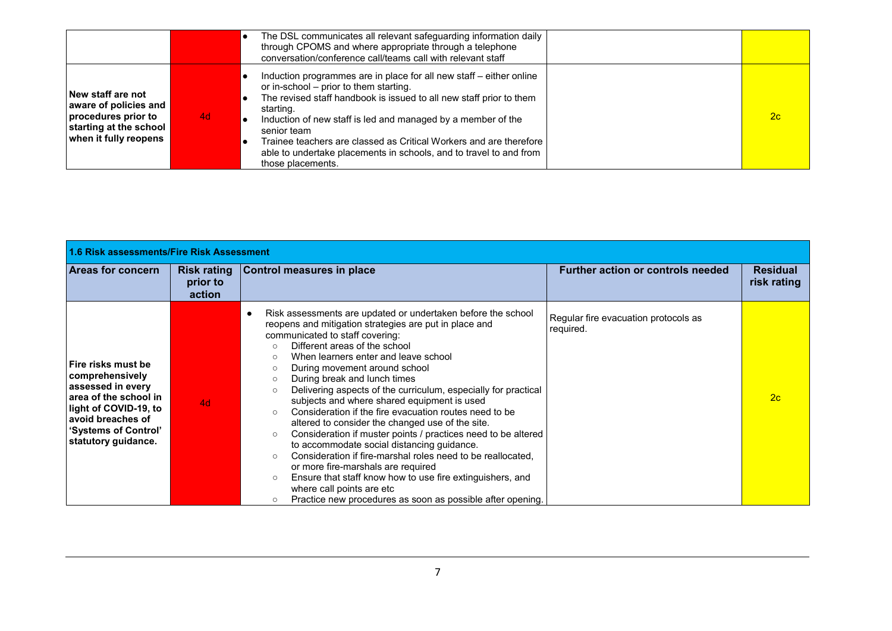| | | | | |
|---|---|---|---|---|
| | | • The DSL communicates all relevant safeguarding information daily through CPOMS and where appropriate through a telephone conversation/conference call/teams call with relevant staff | | |
| **New staff are not aware of policies and procedures prior to starting at the school when it fully reopens** | 4d | • Induction programmes are in place for all new staff – either online or in-school – prior to them starting.<br>• The revised staff handbook is issued to all new staff prior to them starting.<br>• Induction of new staff is led and managed by a member of the senior team<br>• Trainee teachers are classed as Critical Workers and are therefore able to undertake placements in schools, and to travel to and from those placements. | | 2c |

| **1.6 Risk assessments/Fire Risk Assessment** | | | | |
|---|---|---|---|---|
| **Areas for concern** | **Risk rating prior to action** | **Control measures in place** | **Further action or controls needed** | **Residual risk rating** |
| **Fire risks must be comprehensively assessed in every area of the school in light of COVID-19, to avoid breaches of 'Systems of Control' statutory guidance.** | 4d | • Risk assessments are updated or undertaken before the school reopens and mitigation strategies are put in place and communicated to staff covering:<br>  ○ Different areas of the school<br>  ○ When learners enter and leave school<br>  ○ During movement around school<br>  ○ During break and lunch times<br>  ○ Delivering aspects of the curriculum, especially for practical subjects and where shared equipment is used<br>  ○ Consideration if the fire evacuation routes need to be altered to consider the changed use of the site.<br>  ○ Consideration if muster points / practices need to be altered to accommodate social distancing guidance.<br>  ○ Consideration if fire-marshal roles need to be reallocated, or more fire-marshals are required<br>  ○ Ensure that staff know how to use fire extinguishers, and where call points are etc<br>  ○ Practice new procedures as soon as possible after opening. | Regular fire evacuation protocols as required. | 2c |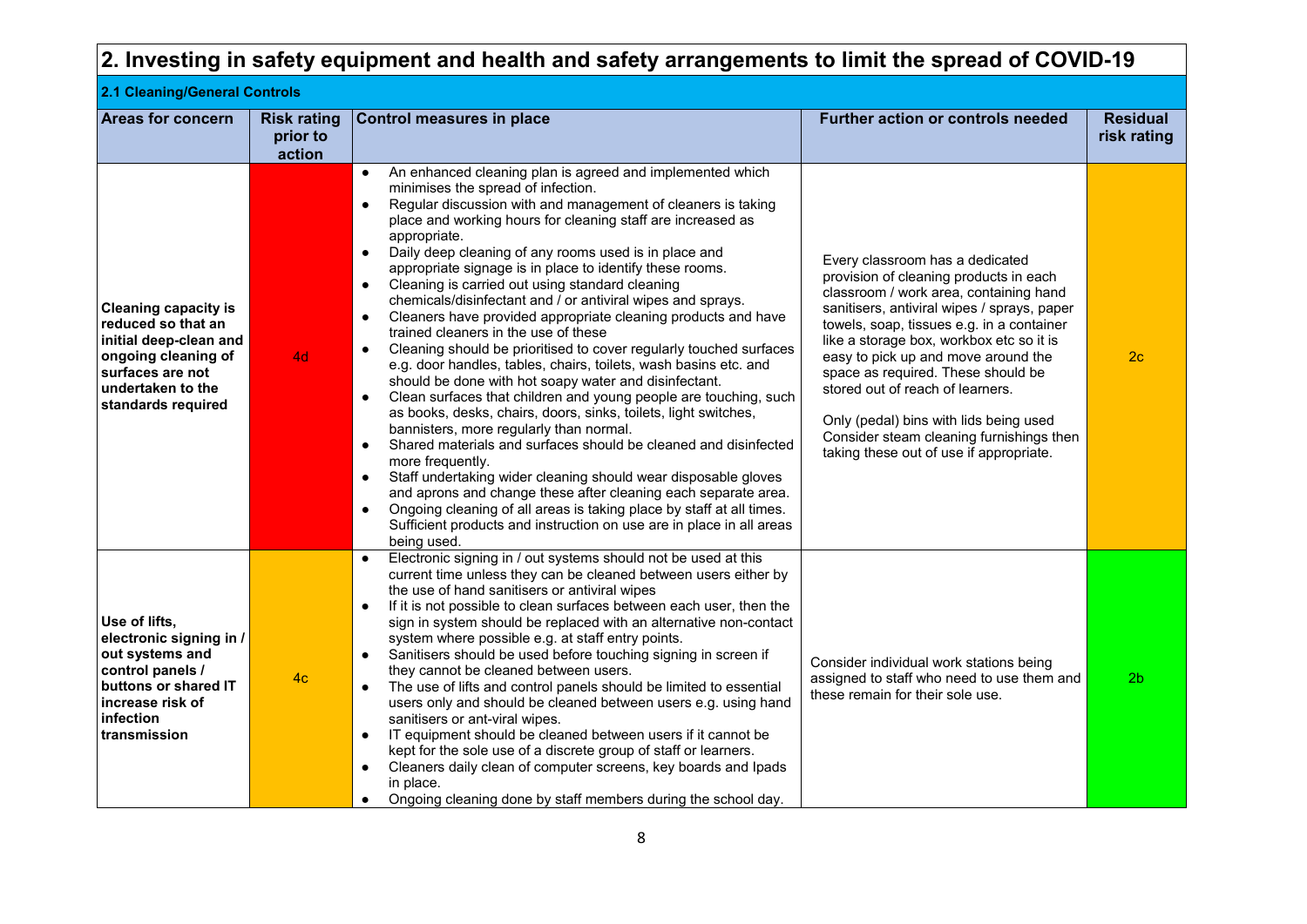## 2. Investing in safety equipment and health and safety arrangements to limit the spread of COVID-19

### 2.1 Cleaning/General Controls

| Areas for concern | Risk rating prior to action | Control measures in place | Further action or controls needed | Residual risk rating |
|---|---|---|---|---|
| **Cleaning capacity is reduced so that an initial deep-clean and ongoing cleaning of surfaces are not undertaken to the standards required** | 4d | • An enhanced cleaning plan is agreed and implemented which minimises the spread of infection.<br>• Regular discussion with and management of cleaners is taking place and working hours for cleaning staff are increased as appropriate.<br>• Daily deep cleaning of any rooms used is in place and appropriate signage is in place to identify these rooms.<br>• Cleaning is carried out using standard cleaning chemicals/disinfectant and / or antiviral wipes and sprays.<br>• Cleaners have provided appropriate cleaning products and have trained cleaners in the use of these<br>• Cleaning should be prioritised to cover regularly touched surfaces e.g. door handles, tables, chairs, toilets, wash basins etc. and should be done with hot soapy water and disinfectant.<br>• Clean surfaces that children and young people are touching, such as books, desks, chairs, doors, sinks, toilets, light switches, bannisters, more regularly than normal.<br>• Shared materials and surfaces should be cleaned and disinfected more frequently.<br>• Staff undertaking wider cleaning should wear disposable gloves and aprons and change these after cleaning each separate area.<br>• Ongoing cleaning of all areas is taking place by staff at all times. Sufficient products and instruction on use are in place in all areas being used. | Every classroom has a dedicated provision of cleaning products in each classroom / work area, containing hand sanitisers, antiviral wipes / sprays, paper towels, soap, tissues e.g. in a container like a storage box, workbox etc so it is easy to pick up and move around the space as required. These should be stored out of reach of learners.<br><br>Only (pedal) bins with lids being used Consider steam cleaning furnishings then taking these out of use if appropriate. | 2c |
| **Use of lifts, electronic signing in / out systems and control panels / buttons or shared IT increase risk of infection transmission** | 4c | • Electronic signing in / out systems should not be used at this current time unless they can be cleaned between users either by the use of hand sanitisers or antiviral wipes<br>• If it is not possible to clean surfaces between each user, then the sign in system should be replaced with an alternative non-contact system where possible e.g. at staff entry points.<br>• Sanitisers should be used before touching signing in screen if they cannot be cleaned between users.<br>• The use of lifts and control panels should be limited to essential users only and should be cleaned between users e.g. using hand sanitisers or ant-viral wipes.<br>• IT equipment should be cleaned between users if it cannot be kept for the sole use of a discrete group of staff or learners.<br>• Cleaners daily clean of computer screens, key boards and Ipads in place.<br>• Ongoing cleaning done by staff members during the school day. | Consider individual work stations being assigned to staff who need to use them and these remain for their sole use. | 2b |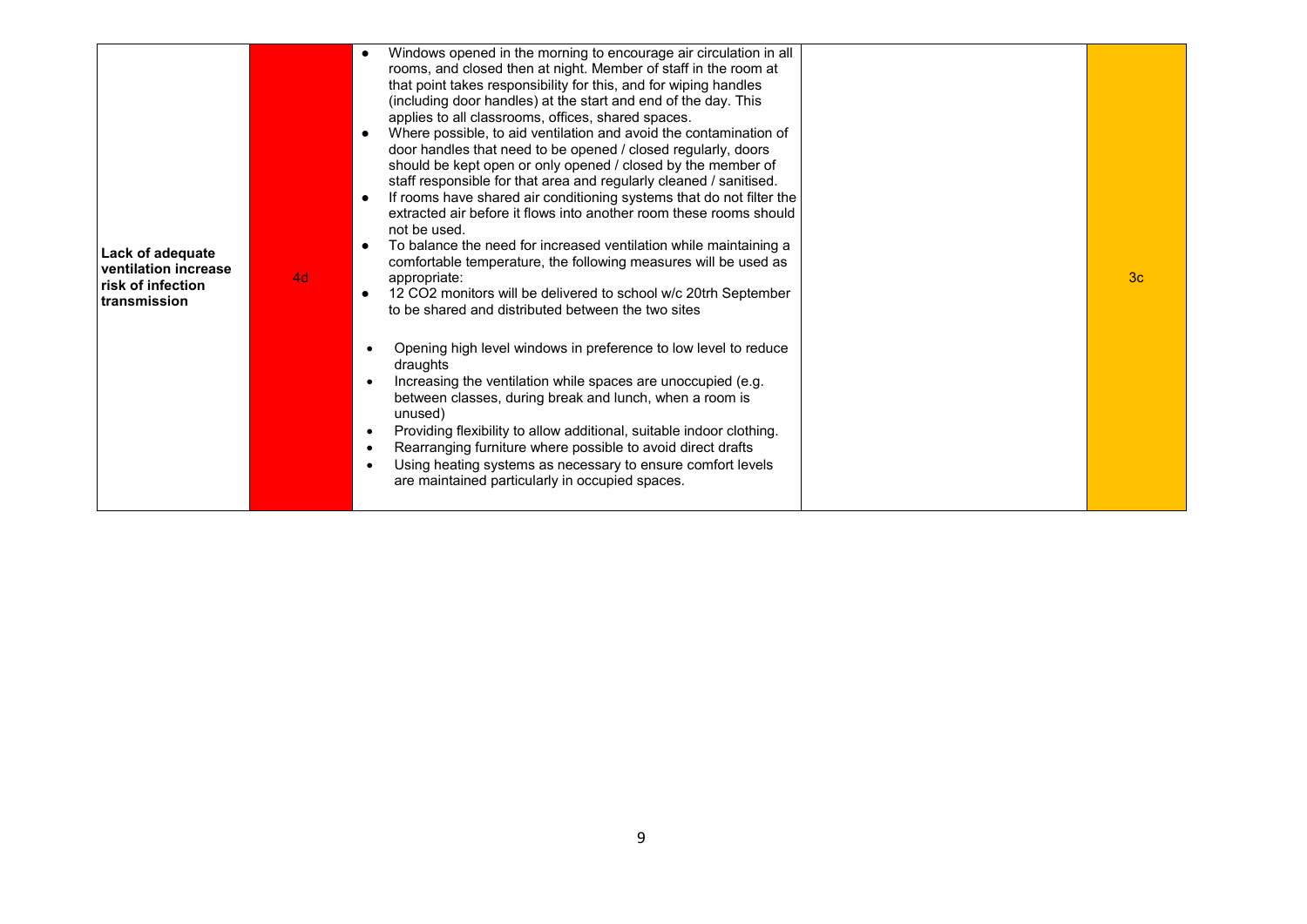| | | | | |
|---|---|---|---|---|
| **Lack of adequate ventilation increase risk of infection transmission** | 4d | • Windows opened in the morning to encourage air circulation in all rooms, and closed then at night. Member of staff in the room at that point takes responsibility for this, and for wiping handles (including door handles) at the start and end of the day. This applies to all classrooms, offices, shared spaces.<br>• Where possible, to aid ventilation and avoid the contamination of door handles that need to be opened / closed regularly, doors should be kept open or only opened / closed by the member of staff responsible for that area and regularly cleaned / sanitised.<br>• If rooms have shared air conditioning systems that do not filter the extracted air before it flows into another room these rooms should not be used.<br>• To balance the need for increased ventilation while maintaining a comfortable temperature, the following measures will be used as appropriate:<br>• 12 $CO_2$ monitors will be delivered to school w/c 20trh September to be shared and distributed between the two sites<br><br>• Opening high level windows in preference to low level to reduce draughts<br>• Increasing the ventilation while spaces are unoccupied (e.g. between classes, during break and lunch, when a room is unused)<br>• Providing flexibility to allow additional, suitable indoor clothing.<br>• Rearranging furniture where possible to avoid direct drafts<br>• Using heating systems as necessary to ensure comfort levels are maintained particularly in occupied spaces. | | 3c |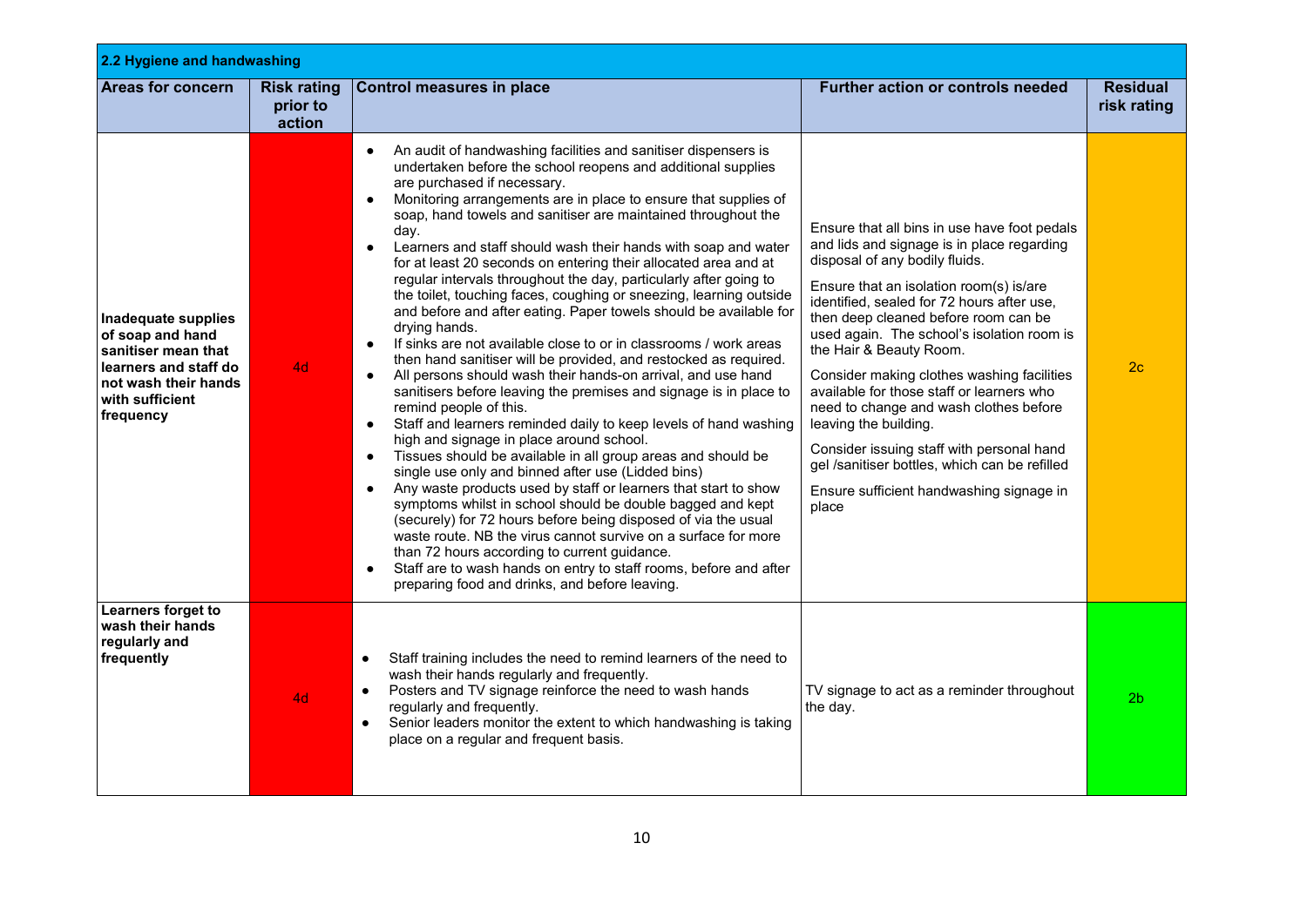## 2.2 Hygiene and handwashing

| Areas for concern | Risk rating prior to action | Control measures in place | Further action or controls needed | Residual risk rating |
|---|---|---|---|---|
| **Inadequate supplies of soap and hand sanitiser mean that learners and staff do not wash their hands with sufficient frequency** | 4d | • An audit of handwashing facilities and sanitiser dispensers is undertaken before the school reopens and additional supplies are purchased if necessary.<br>• Monitoring arrangements are in place to ensure that supplies of soap, hand towels and sanitiser are maintained throughout the day.<br>• Learners and staff should wash their hands with soap and water for at least 20 seconds on entering their allocated area and at regular intervals throughout the day, particularly after going to the toilet, touching faces, coughing or sneezing, learning outside and before and after eating. Paper towels should be available for drying hands.<br>• If sinks are not available close to or in classrooms / work areas then hand sanitiser will be provided, and restocked as required.<br>• All persons should wash their hands-on arrival, and use hand sanitisers before leaving the premises and signage is in place to remind people of this.<br>• Staff and learners reminded daily to keep levels of hand washing high and signage in place around school.<br>• Tissues should be available in all group areas and should be single use only and binned after use (Lidded bins)<br>• Any waste products used by staff or learners that start to show symptoms whilst in school should be double bagged and kept (securely) for 72 hours before being disposed of via the usual waste route. NB the virus cannot survive on a surface for more than 72 hours according to current guidance.<br>• Staff are to wash hands on entry to staff rooms, before and after preparing food and drinks, and before leaving. | Ensure that all bins in use have foot pedals and lids and signage is in place regarding disposal of any bodily fluids.<br><br>Ensure that an isolation room(s) is/are identified, sealed for 72 hours after use, then deep cleaned before room can be used again. The school's isolation room is the Hair & Beauty Room.<br><br>Consider making clothes washing facilities available for those staff or learners who need to change and wash clothes before leaving the building.<br><br>Consider issuing staff with personal hand gel /sanitiser bottles, which can be refilled<br><br>Ensure sufficient handwashing signage in place | 2c |
| **Learners forget to wash their hands regularly and frequently** | 4d | • Staff training includes the need to remind learners of the need to wash their hands regularly and frequently.<br>• Posters and TV signage reinforce the need to wash hands regularly and frequently.<br>• Senior leaders monitor the extent to which handwashing is taking place on a regular and frequent basis. | TV signage to act as a reminder throughout the day. | 2b |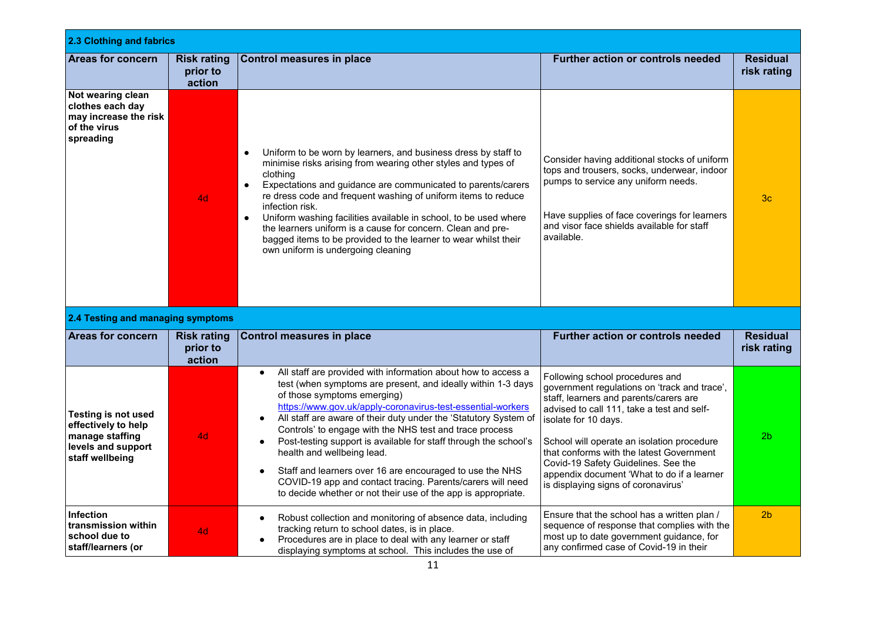## 2.3 Clothing and fabrics

| Areas for concern | Risk rating prior to action | Control measures in place | Further action or controls needed | Residual risk rating |
|---|---|---|---|---|
| **Not wearing clean clothes each day may increase the risk of the virus spreading** | 4d | • Uniform to be worn by learners, and business dress by staff to minimise risks arising from wearing other styles and types of clothing<br>• Expectations and guidance are communicated to parents/carers re dress code and frequent washing of uniform items to reduce infection risk.<br>• Uniform washing facilities available in school, to be used where the learners uniform is a cause for concern. Clean and pre-bagged items to be provided to the learner to wear whilst their own uniform is undergoing cleaning | Consider having additional stocks of uniform tops and trousers, socks, underwear, indoor pumps to service any uniform needs.<br><br>Have supplies of face coverings for learners and visor face shields available for staff available. | 3c |

## 2.4 Testing and managing symptoms

| Areas for concern | Risk rating prior to action | Control measures in place | Further action or controls needed | Residual risk rating |
|---|---|---|---|---|
| **Testing is not used effectively to help manage staffing levels and support staff wellbeing** | 4d | • All staff are provided with information about how to access a test (when symptoms are present, and ideally within 1-3 days of those symptoms emerging) https://www.gov.uk/apply-coronavirus-test-essential-workers<br>• All staff are aware of their duty under the 'Statutory System of Controls' to engage with the NHS test and trace process<br>• Post-testing support is available for staff through the school's health and wellbeing lead.<br>• Staff and learners over 16 are encouraged to use the NHS COVID-19 app and contact tracing. Parents/carers will need to decide whether or not their use of the app is appropriate. | Following school procedures and government regulations on 'track and trace', staff, learners and parents/carers are advised to call 111, take a test and self-isolate for 10 days.<br><br>School will operate an isolation procedure that conforms with the latest Government Covid-19 Safety Guidelines. See the appendix document 'What to do if a learner is displaying signs of coronavirus' | 2b |
| **Infection transmission within school due to staff/learners (or** | 4d | • Robust collection and monitoring of absence data, including tracking return to school dates, is in place.<br>• Procedures are in place to deal with any learner or staff displaying symptoms at school. This includes the use of | Ensure that the school has a written plan / sequence of response that complies with the most up to date government guidance, for any confirmed case of Covid-19 in their | 2b |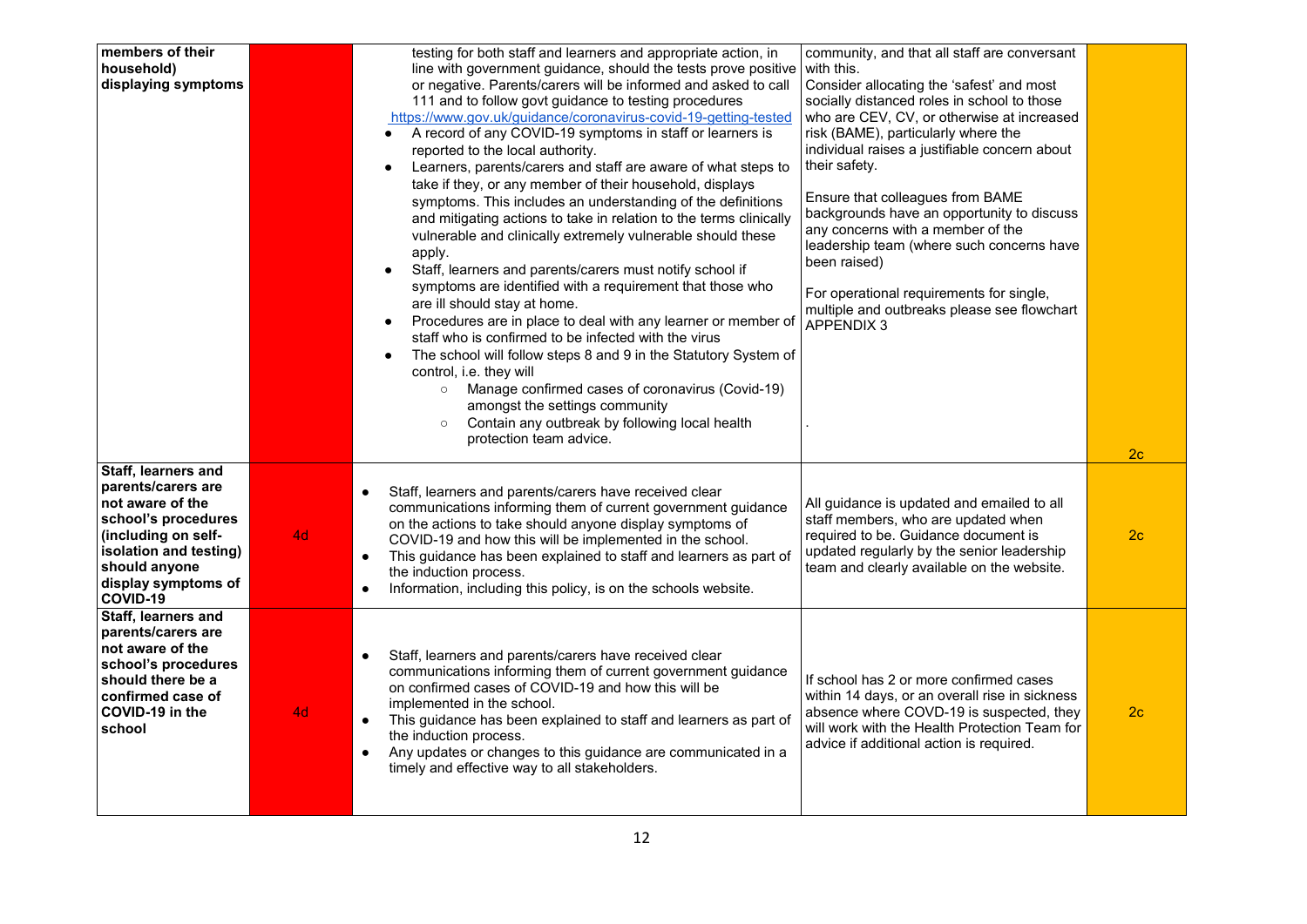| | | | | |
|---|---|---|---|---|
| **members of their household) displaying symptoms** | | testing for both staff and learners and appropriate action, in line with government guidance, should the tests prove positive or negative. Parents/carers will be informed and asked to call 111 and to follow govt guidance to testing procedures https://www.gov.uk/guidance/coronavirus-covid-19-getting-tested<br>• A record of any COVID-19 symptoms in staff or learners is reported to the local authority.<br>• Learners, parents/carers and staff are aware of what steps to take if they, or any member of their household, displays symptoms. This includes an understanding of the definitions and mitigating actions to take in relation to the terms clinically vulnerable and clinically extremely vulnerable should these apply.<br>• Staff, learners and parents/carers must notify school if symptoms are identified with a requirement that those who are ill should stay at home.<br>• Procedures are in place to deal with any learner or member of staff who is confirmed to be infected with the virus<br>• The school will follow steps 8 and 9 in the Statutory System of control, i.e. they will<br>  ○ Manage confirmed cases of coronavirus (Covid-19) amongst the settings community<br>  ○ Contain any outbreak by following local health protection team advice. | community, and that all staff are conversant with this.<br>Consider allocating the 'safest' and most socially distanced roles in school to those who are CEV, CV, or otherwise at increased risk (BAME), particularly where the individual raises a justifiable concern about their safety.<br><br>Ensure that colleagues from BAME backgrounds have an opportunity to discuss any concerns with a member of the leadership team (where such concerns have been raised)<br><br>For operational requirements for single, multiple and outbreaks please see flowchart APPENDIX 3<br><br>. | 2c |
| **Staff, learners and parents/carers are not aware of the school's procedures (including on self-isolation and testing) should anyone display symptoms of COVID-19** | 4d | • Staff, learners and parents/carers have received clear communications informing them of current government guidance on the actions to take should anyone display symptoms of COVID-19 and how this will be implemented in the school.<br>• This guidance has been explained to staff and learners as part of the induction process.<br>• Information, including this policy, is on the schools website. | All guidance is updated and emailed to all staff members, who are updated when required to be. Guidance document is updated regularly by the senior leadership team and clearly available on the website. | 2c |
| **Staff, learners and parents/carers are not aware of the school's procedures should there be a confirmed case of COVID-19 in the school** | 4d | • Staff, learners and parents/carers have received clear communications informing them of current government guidance on confirmed cases of COVID-19 and how this will be implemented in the school.<br>• This guidance has been explained to staff and learners as part of the induction process.<br>• Any updates or changes to this guidance are communicated in a timely and effective way to all stakeholders. | If school has 2 or more confirmed cases within 14 days, or an overall rise in sickness absence where COVD-19 is suspected, they will work with the Health Protection Team for advice if additional action is required. | 2c |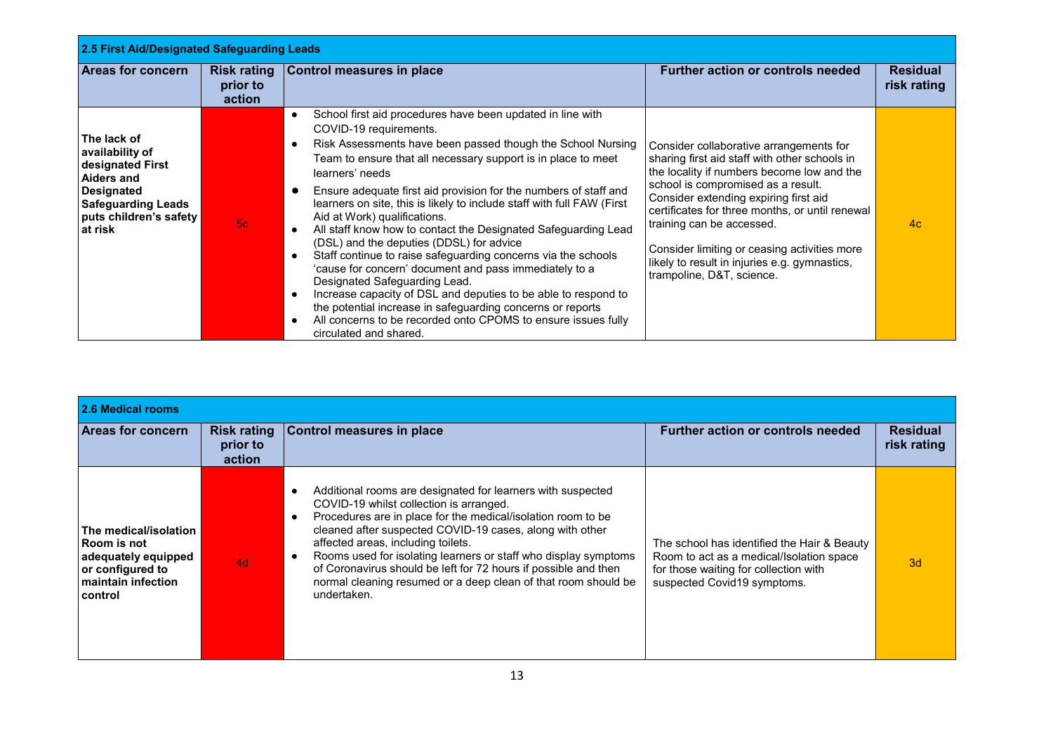## 2.5 First Aid/Designated Safeguarding Leads

| Areas for concern | Risk rating prior to action | Control measures in place | Further action or controls needed | Residual risk rating |
|---|---|---|---|---|
| **The lack of availability of designated First Aiders and Designated Safeguarding Leads puts children's safety at risk** | 5c | • School first aid procedures have been updated in line with COVID-19 requirements.<br>• Risk Assessments have been passed though the School Nursing Team to ensure that all necessary support is in place to meet learners' needs<br>• Ensure adequate first aid provision for the numbers of staff and learners on site, this is likely to include staff with full FAW (First Aid at Work) qualifications.<br>• All staff know how to contact the Designated Safeguarding Lead (DSL) and the deputies (DDSL) for advice<br>• Staff continue to raise safeguarding concerns via the schools 'cause for concern' document and pass immediately to a Designated Safeguarding Lead.<br>• Increase capacity of DSL and deputies to be able to respond to the potential increase in safeguarding concerns or reports<br>• All concerns to be recorded onto CPOMS to ensure issues fully circulated and shared. | Consider collaborative arrangements for sharing first aid staff with other schools in the locality if numbers become low and the school is compromised as a result. Consider extending expiring first aid certificates for three months, or until renewal training can be accessed.<br><br>Consider limiting or ceasing activities more likely to result in injuries e.g. gymnastics, trampoline, D&T, science. | 4c |

## 2.6 Medical rooms

| Areas for concern | Risk rating prior to action | Control measures in place | Further action or controls needed | Residual risk rating |
|---|---|---|---|---|
| **The medical/isolation Room is not adequately equipped or configured to maintain infection control** | 4d | • Additional rooms are designated for learners with suspected COVID-19 whilst collection is arranged.<br>• Procedures are in place for the medical/isolation room to be cleaned after suspected COVID-19 cases, along with other affected areas, including toilets.<br>• Rooms used for isolating learners or staff who display symptoms of Coronavirus should be left for 72 hours if possible and then normal cleaning resumed or a deep clean of that room should be undertaken. | The school has identified the Hair & Beauty Room to act as a medical/Isolation space for those waiting for collection with suspected Covid19 symptoms. | 3d |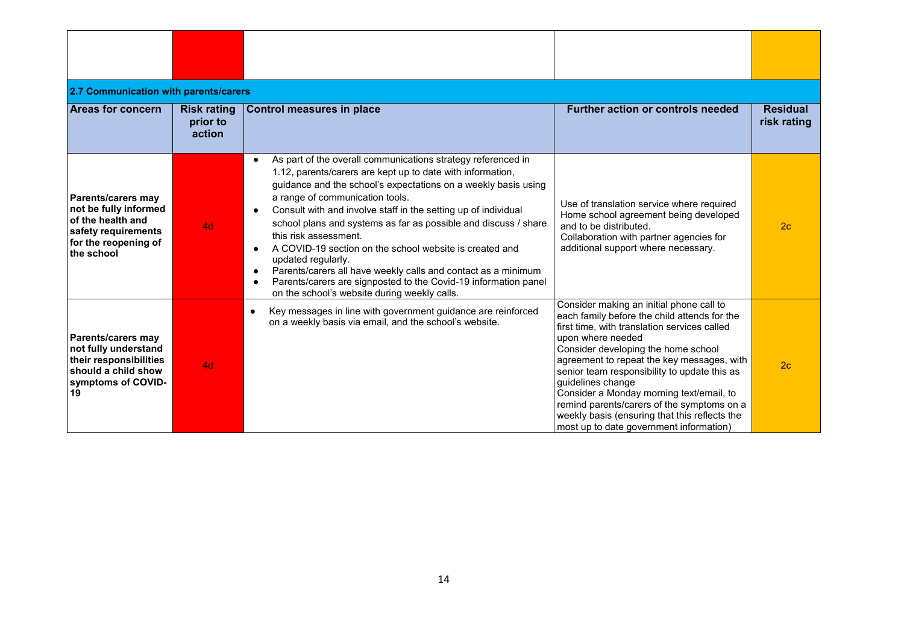| | | | | |
|---|---|---|---|---|
| | | | | |

## 2.7 Communication with parents/carers

| Areas for concern | Risk rating prior to action | Control measures in place | Further action or controls needed | Residual risk rating |
|---|---|---|---|---|
| **Parents/carers may not be fully informed of the health and safety requirements for the reopening of the school** | 4d | • As part of the overall communications strategy referenced in 1.12, parents/carers are kept up to date with information, guidance and the school's expectations on a weekly basis using a range of communication tools.<br>• Consult with and involve staff in the setting up of individual school plans and systems as far as possible and discuss / share this risk assessment.<br>• A COVID-19 section on the school website is created and updated regularly.<br>• Parents/carers all have weekly calls and contact as a minimum<br>• Parents/carers are signposted to the Covid-19 information panel on the school's website during weekly calls. | Use of translation service where required<br>Home school agreement being developed and to be distributed.<br>Collaboration with partner agencies for additional support where necessary. | 2c |
| **Parents/carers may not fully understand their responsibilities should a child show symptoms of COVID-19** | 4d | • Key messages in line with government guidance are reinforced on a weekly basis via email, and the school's website. | Consider making an initial phone call to each family before the child attends for the first time, with translation services called upon where needed<br>Consider developing the home school agreement to repeat the key messages, with senior team responsibility to update this as guidelines change<br>Consider a Monday morning text/email, to remind parents/carers of the symptoms on a weekly basis (ensuring that this reflects the most up to date government information) | 2c |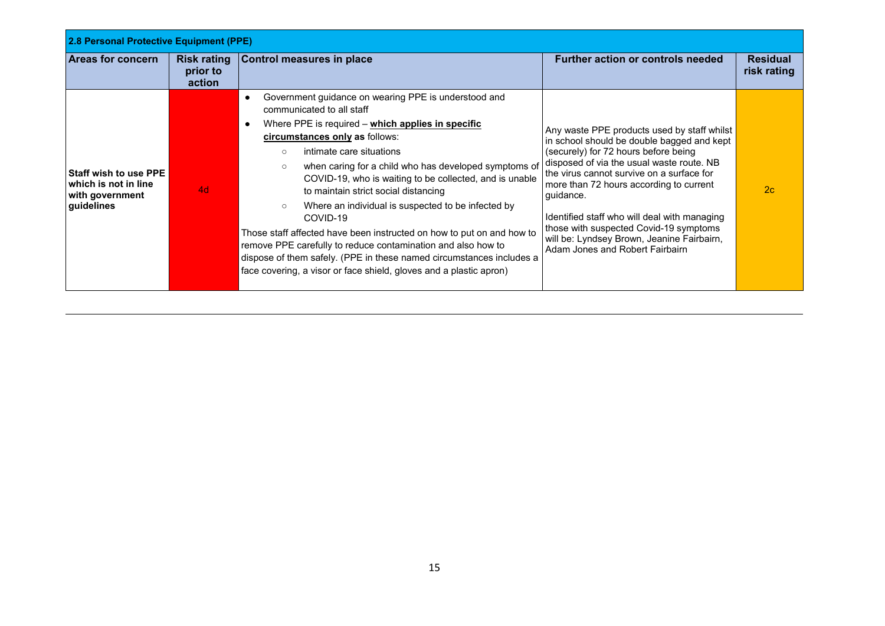| 2.8 Personal Protective Equipment (PPE) | | | | |
|---|---|---|---|---|
| **Areas for concern** | **Risk rating prior to action** | **Control measures in place** | **Further action or controls needed** | **Residual risk rating** |
| **Staff wish to use PPE which is not in line with government guidelines** | 4d | • Government guidance on wearing PPE is understood and communicated to all staff<br>• Where PPE is required – **<u>which applies in specific circumstances only</u> as** follows:<br>  ○ intimate care situations<br>  ○ when caring for a child who has developed symptoms of COVID-19, who is waiting to be collected, and is unable to maintain strict social distancing<br>  ○ Where an individual is suspected to be infected by COVID-19<br>Those staff affected have been instructed on how to put on and how to remove PPE carefully to reduce contamination and also how to dispose of them safely. (PPE in these named circumstances includes a face covering, a visor or face shield, gloves and a plastic apron) | Any waste PPE products used by staff whilst in school should be double bagged and kept (securely) for 72 hours before being disposed of via the usual waste route. NB the virus cannot survive on a surface for more than 72 hours according to current guidance.<br><br>Identified staff who will deal with managing those with suspected Covid-19 symptoms will be: Lyndsey Brown, Jeanine Fairbairn, Adam Jones and Robert Fairbairn | 2c |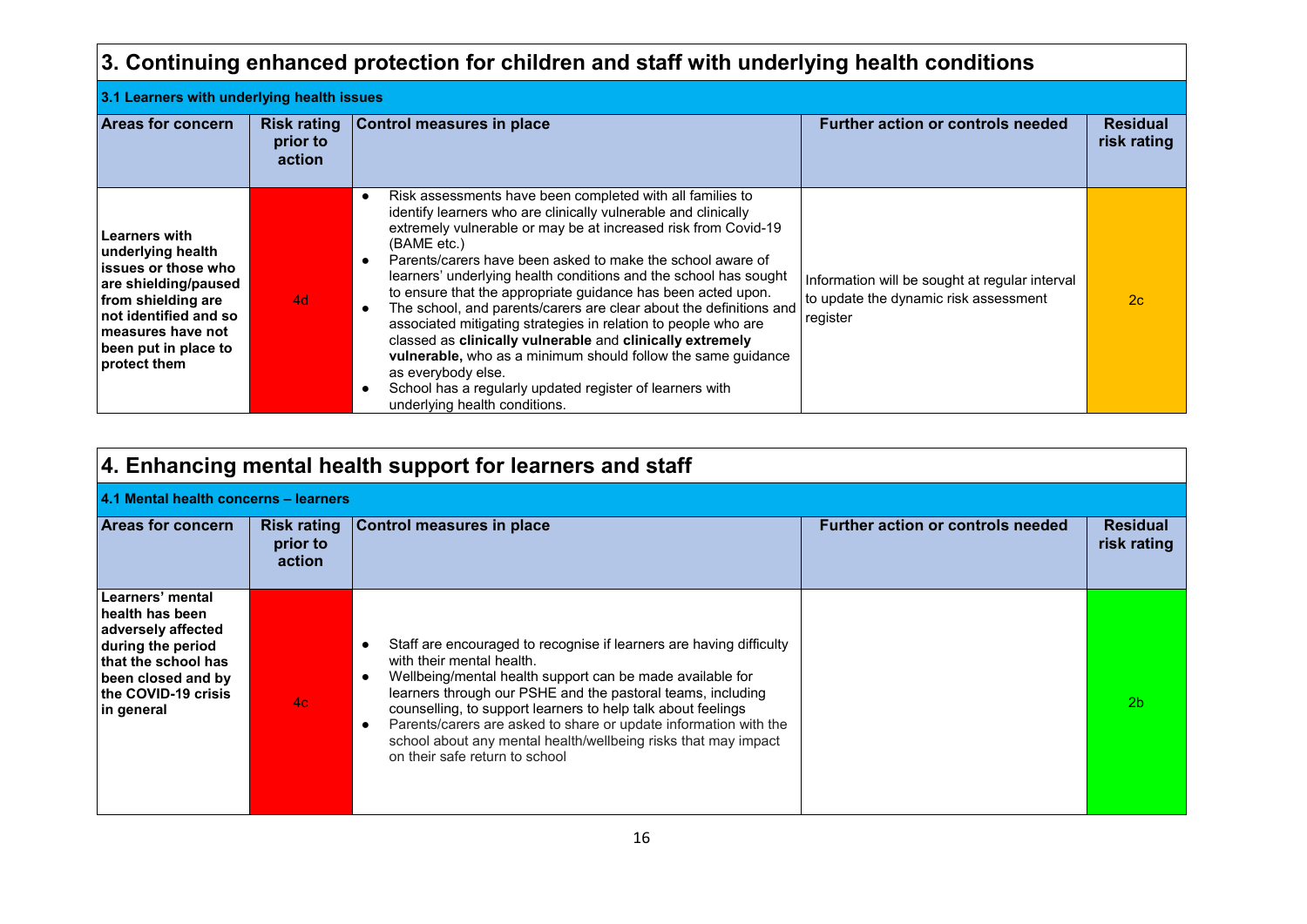## 3. Continuing enhanced protection for children and staff with underlying health conditions

### 3.1 Learners with underlying health issues

| Areas for concern | Risk rating prior to action | Control measures in place | Further action or controls needed | Residual risk rating |
|---|---|---|---|---|
| **Learners with underlying health issues or those who are shielding/paused from shielding are not identified and so measures have not been put in place to protect them** | 4d | • Risk assessments have been completed with all families to identify learners who are clinically vulnerable and clinically extremely vulnerable or may be at increased risk from Covid-19 (BAME etc.)<br>• Parents/carers have been asked to make the school aware of learners' underlying health conditions and the school has sought to ensure that the appropriate guidance has been acted upon.<br>• The school, and parents/carers are clear about the definitions and associated mitigating strategies in relation to people who are classed as **clinically vulnerable** and **clinically extremely vulnerable,** who as a minimum should follow the same guidance as everybody else.<br>• School has a regularly updated register of learners with underlying health conditions. | Information will be sought at regular interval to update the dynamic risk assessment register | 2c |

## 4. Enhancing mental health support for learners and staff

### 4.1 Mental health concerns – learners

| Areas for concern | Risk rating prior to action | Control measures in place | Further action or controls needed | Residual risk rating |
|---|---|---|---|---|
| **Learners' mental health has been adversely affected during the period that the school has been closed and by the COVID-19 crisis in general** | 4c | • Staff are encouraged to recognise if learners are having difficulty with their mental health.<br>• Wellbeing/mental health support can be made available for learners through our PSHE and the pastoral teams, including counselling, to support learners to help talk about feelings<br>• Parents/carers are asked to share or update information with the school about any mental health/wellbeing risks that may impact on their safe return to school | | 2b |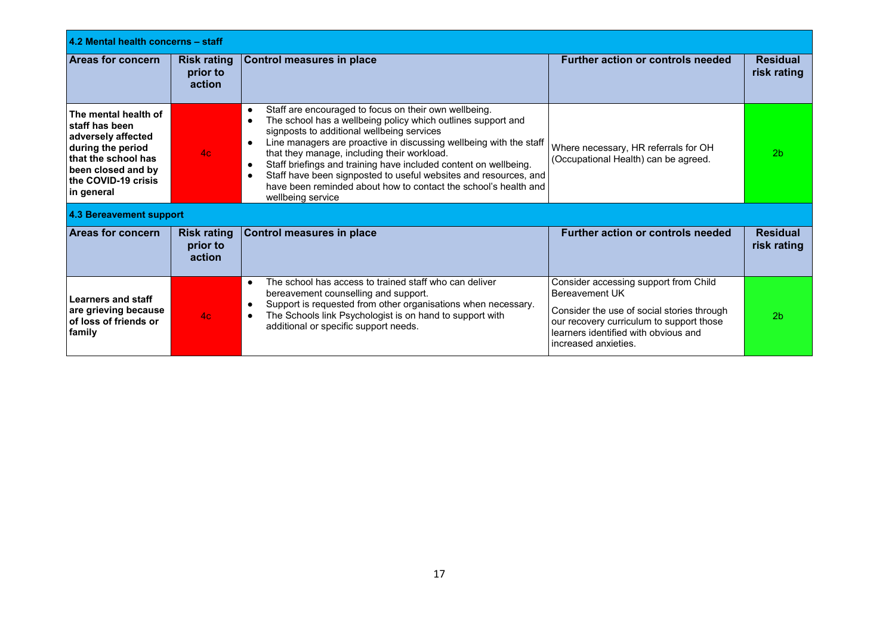### 4.2 Mental health concerns – staff

| Areas for concern | Risk rating prior to action | Control measures in place | Further action or controls needed | Residual risk rating |
|---|---|---|---|---|
| **The mental health of staff has been adversely affected during the period that the school has been closed and by the COVID-19 crisis in general** | 4c | • Staff are encouraged to focus on their own wellbeing.<br>• The school has a wellbeing policy which outlines support and signposts to additional wellbeing services<br>• Line managers are proactive in discussing wellbeing with the staff that they manage, including their workload.<br>• Staff briefings and training have included content on wellbeing.<br>• Staff have been signposted to useful websites and resources, and have been reminded about how to contact the school's health and wellbeing service | Where necessary, HR referrals for OH (Occupational Health) can be agreed. | 2b |

### 4.3 Bereavement support

| Areas for concern | Risk rating prior to action | Control measures in place | Further action or controls needed | Residual risk rating |
|---|---|---|---|---|
| **Learners and staff are grieving because of loss of friends or family** | 4c | • The school has access to trained staff who can deliver bereavement counselling and support.<br>• Support is requested from other organisations when necessary.<br>• The Schools link Psychologist is on hand to support with additional or specific support needs. | Consider accessing support from Child Bereavement UK<br><br>Consider the use of social stories through our recovery curriculum to support those learners identified with obvious and increased anxieties. | 2b |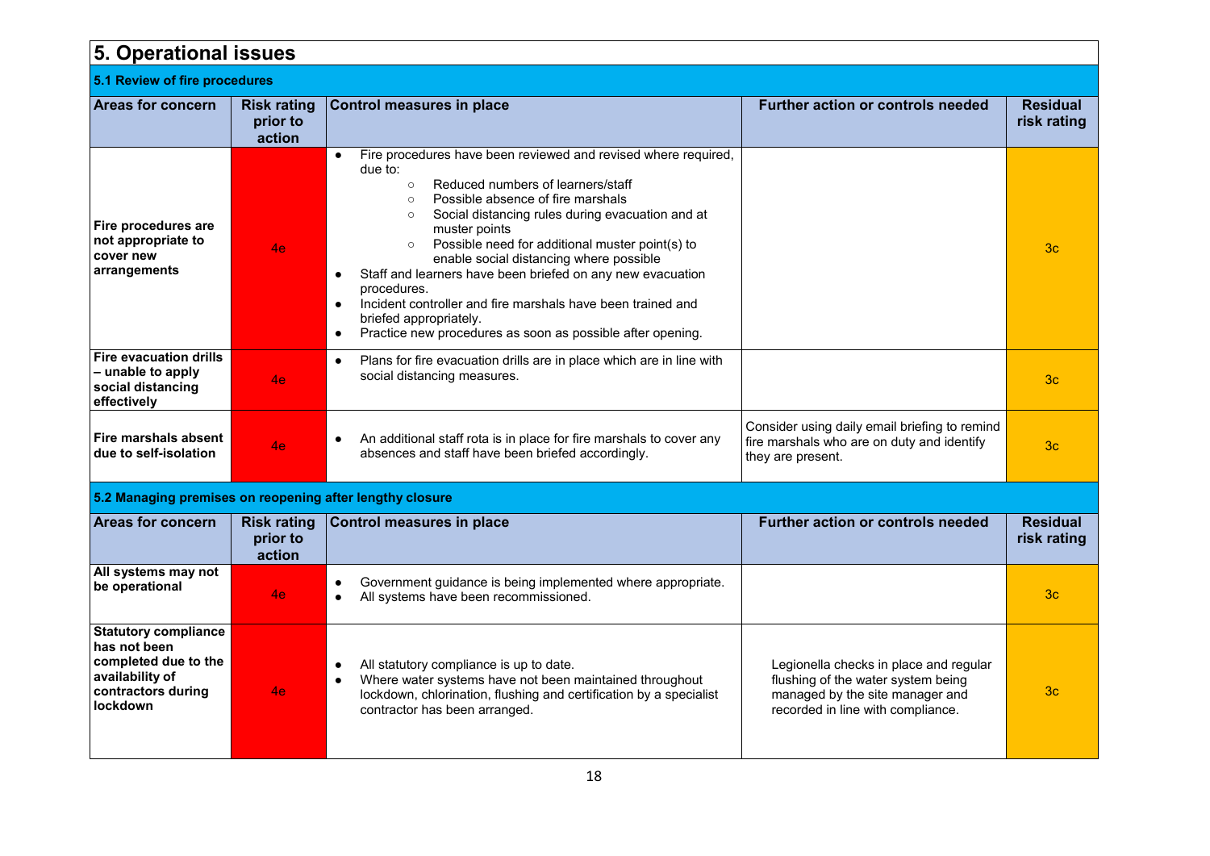## 5. Operational issues

### 5.1 Review of fire procedures

| Areas for concern | Risk rating prior to action | Control measures in place | Further action or controls needed | Residual risk rating |
|---|---|---|---|---|
| **Fire procedures are not appropriate to cover new arrangements** | 4e | • Fire procedures have been reviewed and revised where required, due to:<br>&nbsp;&nbsp;○ Reduced numbers of learners/staff<br>&nbsp;&nbsp;○ Possible absence of fire marshals<br>&nbsp;&nbsp;○ Social distancing rules during evacuation and at muster points<br>&nbsp;&nbsp;○ Possible need for additional muster point(s) to enable social distancing where possible<br>• Staff and learners have been briefed on any new evacuation procedures.<br>• Incident controller and fire marshals have been trained and briefed appropriately.<br>• Practice new procedures as soon as possible after opening. | | 3c |
| **Fire evacuation drills – unable to apply social distancing effectively** | 4e | • Plans for fire evacuation drills are in place which are in line with social distancing measures. | | 3c |
| **Fire marshals absent due to self-isolation** | 4e | • An additional staff rota is in place for fire marshals to cover any absences and staff have been briefed accordingly. | Consider using daily email briefing to remind fire marshals who are on duty and identify they are present. | 3c |

### 5.2 Managing premises on reopening after lengthy closure

| Areas for concern | Risk rating prior to action | Control measures in place | Further action or controls needed | Residual risk rating |
|---|---|---|---|---|
| **All systems may not be operational** | 4e | • Government guidance is being implemented where appropriate.<br>• All systems have been recommissioned. | | 3c |
| **Statutory compliance has not been completed due to the availability of contractors during lockdown** | 4e | • All statutory compliance is up to date.<br>• Where water systems have not been maintained throughout lockdown, chlorination, flushing and certification by a specialist contractor has been arranged. | Legionella checks in place and regular flushing of the water system being managed by the site manager and recorded in line with compliance. | 3c |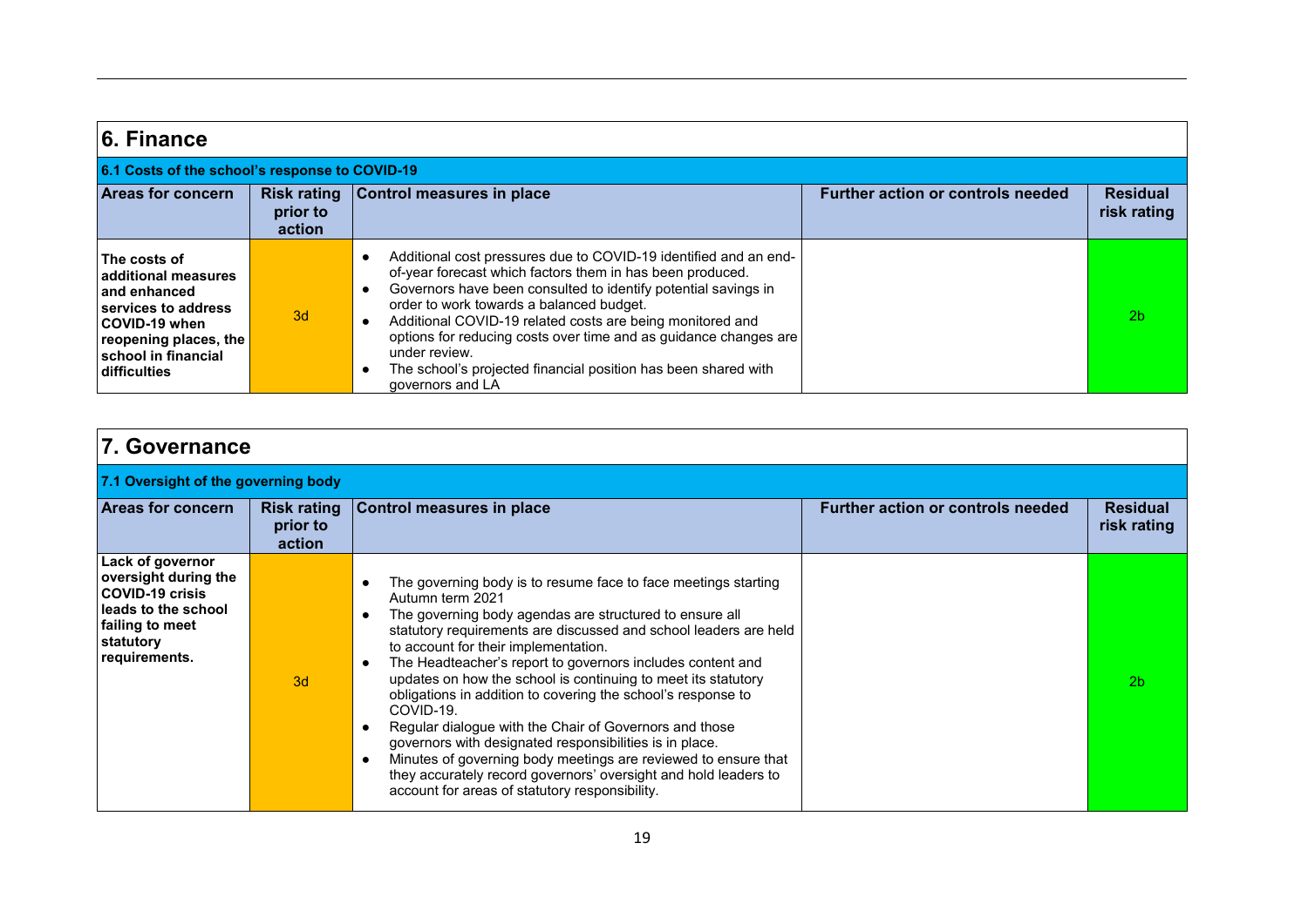## 6. Finance

### 6.1 Costs of the school's response to COVID-19

| Areas for concern | Risk rating prior to action | Control measures in place | Further action or controls needed | Residual risk rating |
|---|---|---|---|---|
| **The costs of additional measures and enhanced services to address COVID-19 when reopening places, the school in financial difficulties** | 3d | • Additional cost pressures due to COVID-19 identified and an end-of-year forecast which factors them in has been produced.<br>• Governors have been consulted to identify potential savings in order to work towards a balanced budget.<br>• Additional COVID-19 related costs are being monitored and options for reducing costs over time and as guidance changes are under review.<br>• The school's projected financial position has been shared with governors and LA | | 2b |

## 7. Governance

### 7.1 Oversight of the governing body

| Areas for concern | Risk rating prior to action | Control measures in place | Further action or controls needed | Residual risk rating |
|---|---|---|---|---|
| **Lack of governor oversight during the COVID-19 crisis leads to the school failing to meet statutory requirements.** | 3d | • The governing body is to resume face to face meetings starting Autumn term 2021<br>• The governing body agendas are structured to ensure all statutory requirements are discussed and school leaders are held to account for their implementation.<br>• The Headteacher's report to governors includes content and updates on how the school is continuing to meet its statutory obligations in addition to covering the school's response to COVID-19.<br>• Regular dialogue with the Chair of Governors and those governors with designated responsibilities is in place.<br>• Minutes of governing body meetings are reviewed to ensure that they accurately record governors' oversight and hold leaders to account for areas of statutory responsibility. | | 2b |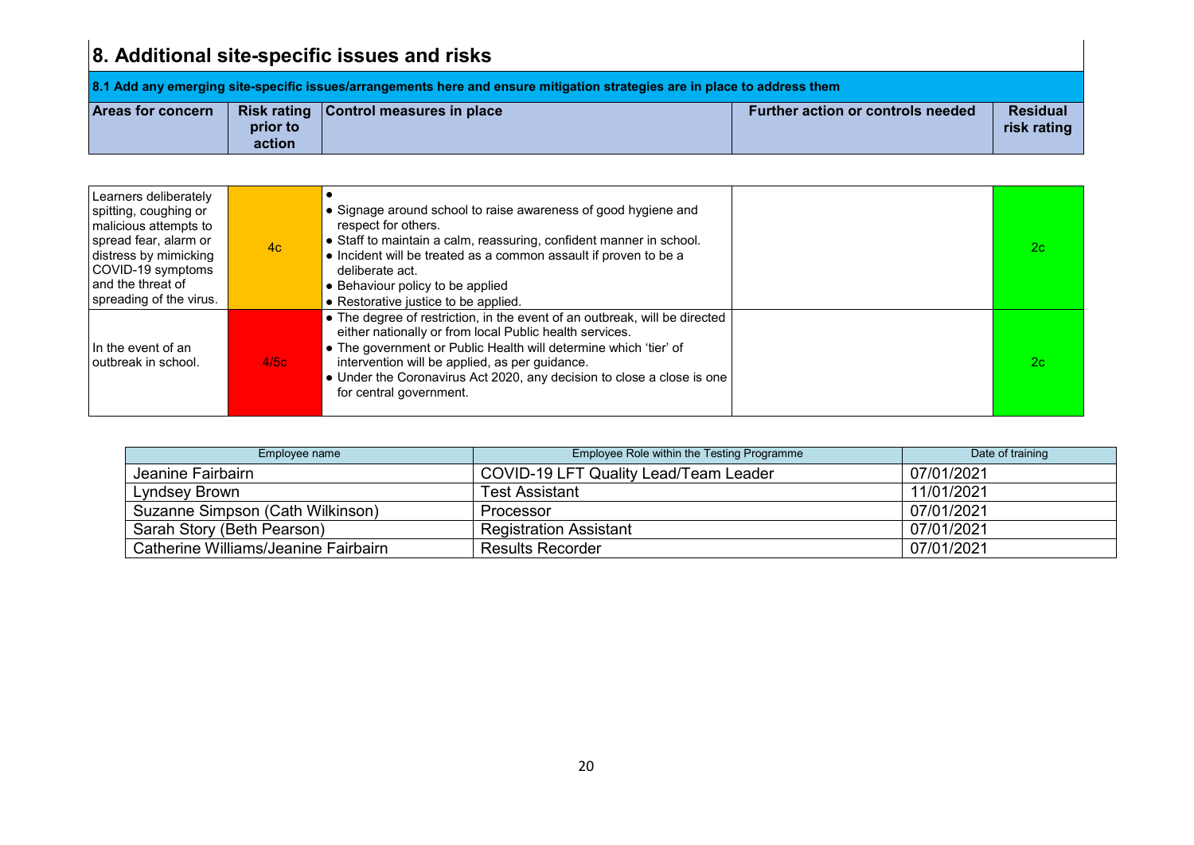# 8. Additional site-specific issues and risks

**8.1 Add any emerging site-specific issues/arrangements here and ensure mitigation strategies are in place to address them**

| Areas for concern | Risk rating prior to action | Control measures in place | Further action or controls needed | Residual risk rating |
|---|---|---|---|---|
| Learners deliberately spitting, coughing or malicious attempts to spread fear, alarm or distress by mimicking COVID-19 symptoms and the threat of spreading of the virus. | 4c | • <br>• Signage around school to raise awareness of good hygiene and respect for others.<br>• Staff to maintain a calm, reassuring, confident manner in school.<br>• Incident will be treated as a common assault if proven to be a deliberate act.<br>• Behaviour policy to be applied<br>• Restorative justice to be applied. | | 2c |
| In the event of an outbreak in school. | 4/5c | • The degree of restriction, in the event of an outbreak, will be directed either nationally or from local Public health services.<br>• The government or Public Health will determine which 'tier' of intervention will be applied, as per guidance.<br>• Under the Coronavirus Act 2020, any decision to close a close is one for central government. | | 2c |

| Employee name | Employee Role within the Testing Programme | Date of training |
|---|---|---|
| Jeanine Fairbairn | COVID-19 LFT Quality Lead/Team Leader | 07/01/2021 |
| Lyndsey Brown | Test Assistant | 11/01/2021 |
| Suzanne Simpson (Cath Wilkinson) | Processor | 07/01/2021 |
| Sarah Story (Beth Pearson) | Registration Assistant | 07/01/2021 |
| Catherine Williams/Jeanine Fairbairn | Results Recorder | 07/01/2021 |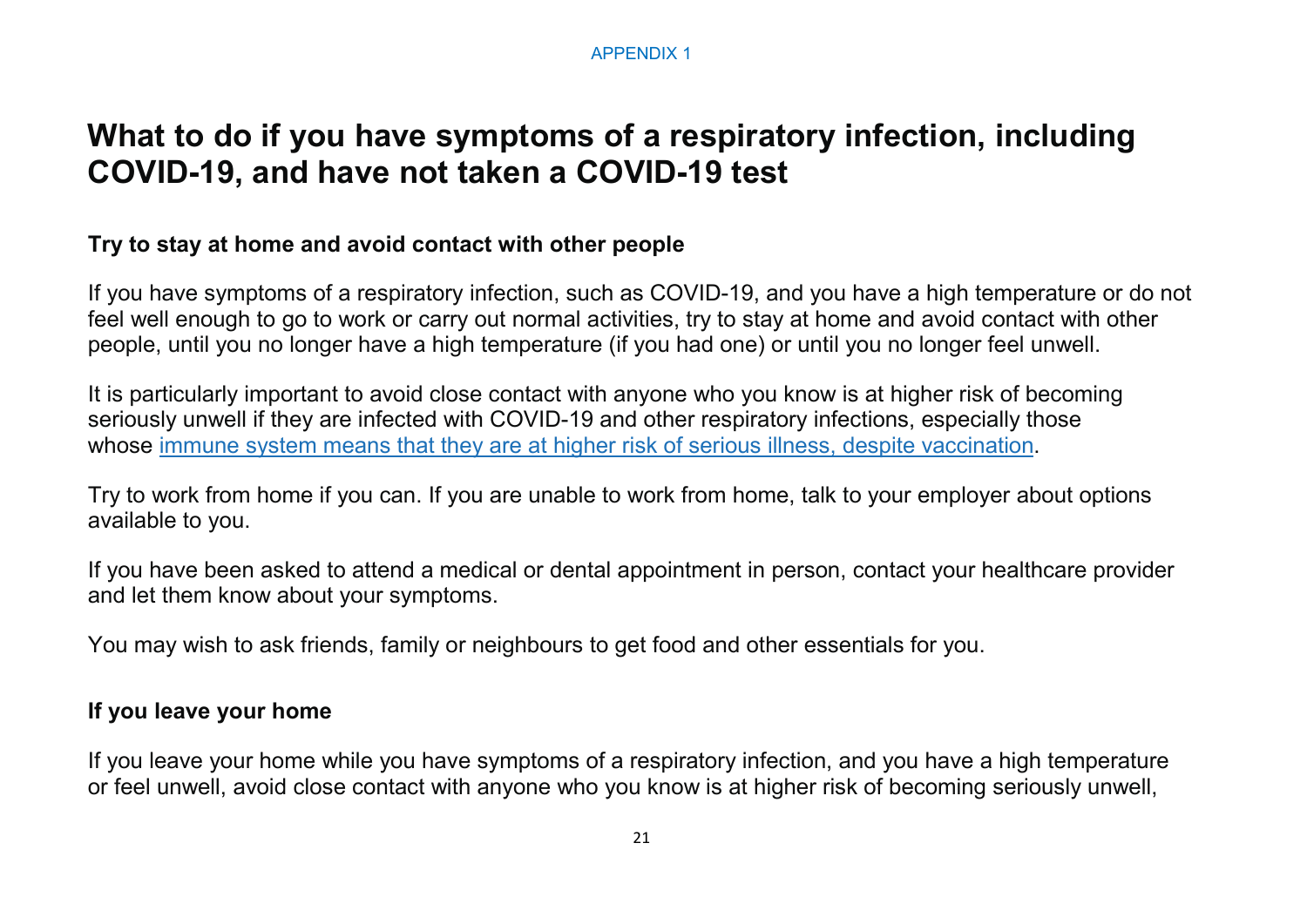APPENDIX 1

# What to do if you have symptoms of a respiratory infection, including COVID-19, and have not taken a COVID-19 test

## Try to stay at home and avoid contact with other people

If you have symptoms of a respiratory infection, such as COVID-19, and you have a high temperature or do not feel well enough to go to work or carry out normal activities, try to stay at home and avoid contact with other people, until you no longer have a high temperature (if you had one) or until you no longer feel unwell.

It is particularly important to avoid close contact with anyone who you know is at higher risk of becoming seriously unwell if they are infected with COVID-19 and other respiratory infections, especially those whose immune system means that they are at higher risk of serious illness, despite vaccination.

Try to work from home if you can. If you are unable to work from home, talk to your employer about options available to you.

If you have been asked to attend a medical or dental appointment in person, contact your healthcare provider and let them know about your symptoms.

You may wish to ask friends, family or neighbours to get food and other essentials for you.

## If you leave your home

If you leave your home while you have symptoms of a respiratory infection, and you have a high temperature or feel unwell, avoid close contact with anyone who you know is at higher risk of becoming seriously unwell,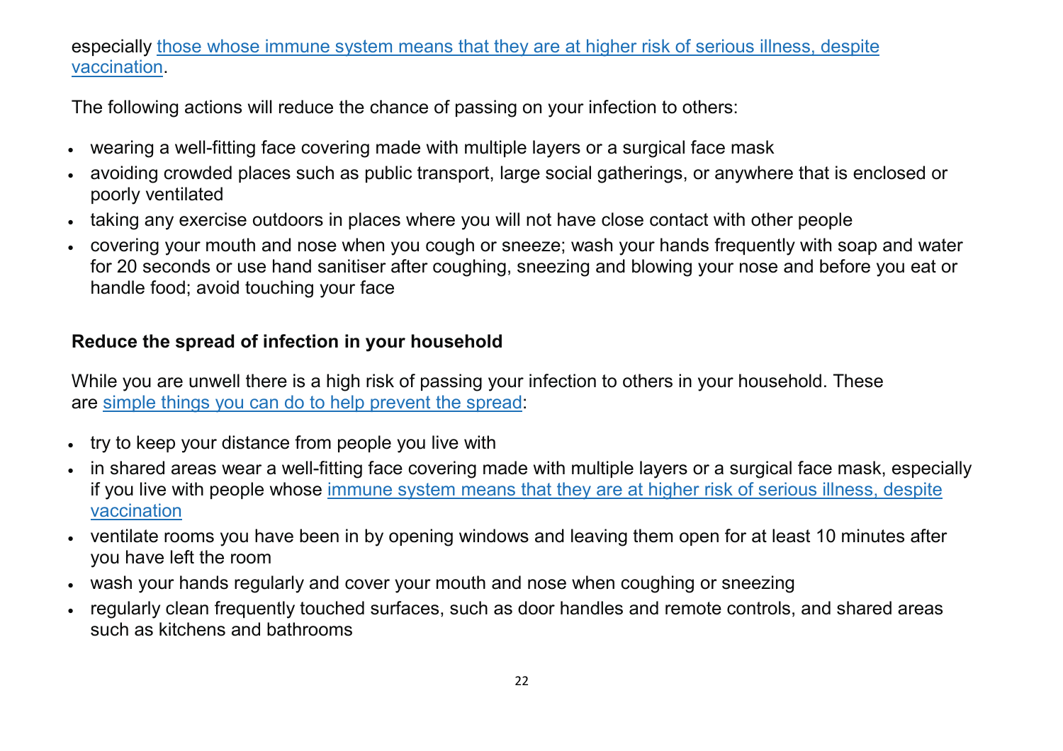especially [those whose immune system means that they are at higher risk of serious illness, despite vaccination].

The following actions will reduce the chance of passing on your infection to others:

- wearing a well-fitting face covering made with multiple layers or a surgical face mask
- avoiding crowded places such as public transport, large social gatherings, or anywhere that is enclosed or poorly ventilated
- taking any exercise outdoors in places where you will not have close contact with other people
- covering your mouth and nose when you cough or sneeze; wash your hands frequently with soap and water for 20 seconds or use hand sanitiser after coughing, sneezing and blowing your nose and before you eat or handle food; avoid touching your face

**Reduce the spread of infection in your household**

While you are unwell there is a high risk of passing your infection to others in your household. These are [simple things you can do to help prevent the spread]:

- try to keep your distance from people you live with
- in shared areas wear a well-fitting face covering made with multiple layers or a surgical face mask, especially if you live with people whose [immune system means that they are at higher risk of serious illness, despite vaccination]
- ventilate rooms you have been in by opening windows and leaving them open for at least 10 minutes after you have left the room
- wash your hands regularly and cover your mouth and nose when coughing or sneezing
- regularly clean frequently touched surfaces, such as door handles and remote controls, and shared areas such as kitchens and bathrooms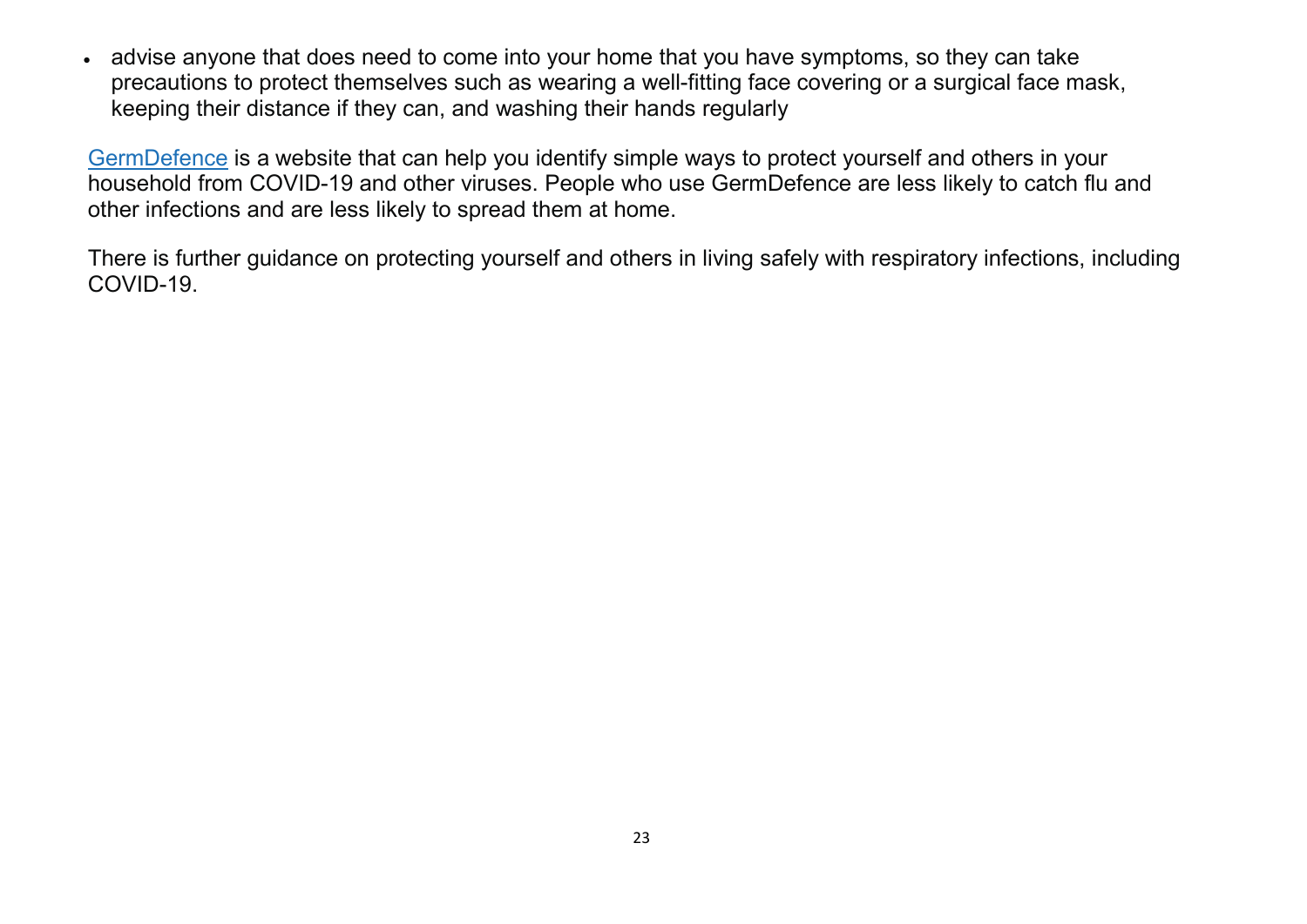- advise anyone that does need to come into your home that you have symptoms, so they can take precautions to protect themselves such as wearing a well-fitting face covering or a surgical face mask, keeping their distance if they can, and washing their hands regularly

GermDefence is a website that can help you identify simple ways to protect yourself and others in your household from COVID-19 and other viruses. People who use GermDefence are less likely to catch flu and other infections and are less likely to spread them at home.

There is further guidance on protecting yourself and others in living safely with respiratory infections, including COVID-19.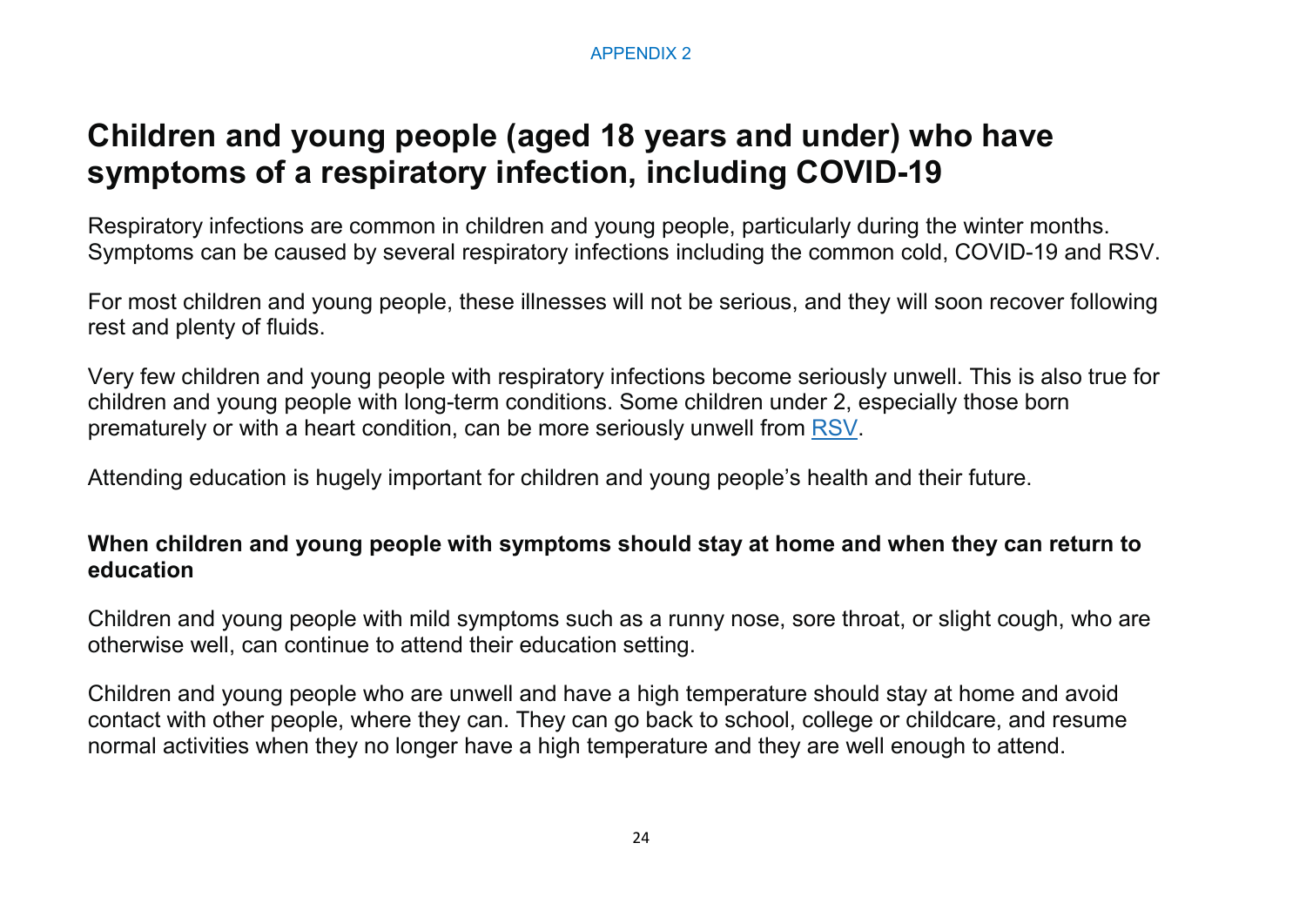APPENDIX 2

# Children and young people (aged 18 years and under) who have symptoms of a respiratory infection, including COVID-19

Respiratory infections are common in children and young people, particularly during the winter months. Symptoms can be caused by several respiratory infections including the common cold, COVID-19 and RSV.

For most children and young people, these illnesses will not be serious, and they will soon recover following rest and plenty of fluids.

Very few children and young people with respiratory infections become seriously unwell. This is also true for children and young people with long-term conditions. Some children under 2, especially those born prematurely or with a heart condition, can be more seriously unwell from RSV.

Attending education is hugely important for children and young people's health and their future.

**When children and young people with symptoms should stay at home and when they can return to education**

Children and young people with mild symptoms such as a runny nose, sore throat, or slight cough, who are otherwise well, can continue to attend their education setting.

Children and young people who are unwell and have a high temperature should stay at home and avoid contact with other people, where they can. They can go back to school, college or childcare, and resume normal activities when they no longer have a high temperature and they are well enough to attend.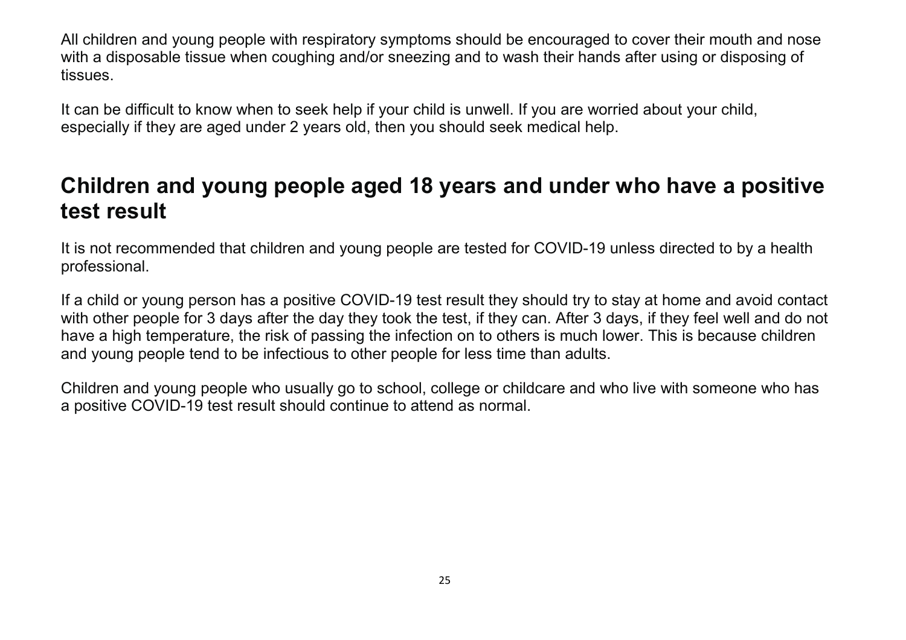All children and young people with respiratory symptoms should be encouraged to cover their mouth and nose with a disposable tissue when coughing and/or sneezing and to wash their hands after using or disposing of tissues.

It can be difficult to know when to seek help if your child is unwell. If you are worried about your child, especially if they are aged under 2 years old, then you should seek medical help.

## Children and young people aged 18 years and under who have a positive test result

It is not recommended that children and young people are tested for COVID-19 unless directed to by a health professional.

If a child or young person has a positive COVID-19 test result they should try to stay at home and avoid contact with other people for 3 days after the day they took the test, if they can. After 3 days, if they feel well and do not have a high temperature, the risk of passing the infection on to others is much lower. This is because children and young people tend to be infectious to other people for less time than adults.

Children and young people who usually go to school, college or childcare and who live with someone who has a positive COVID-19 test result should continue to attend as normal.